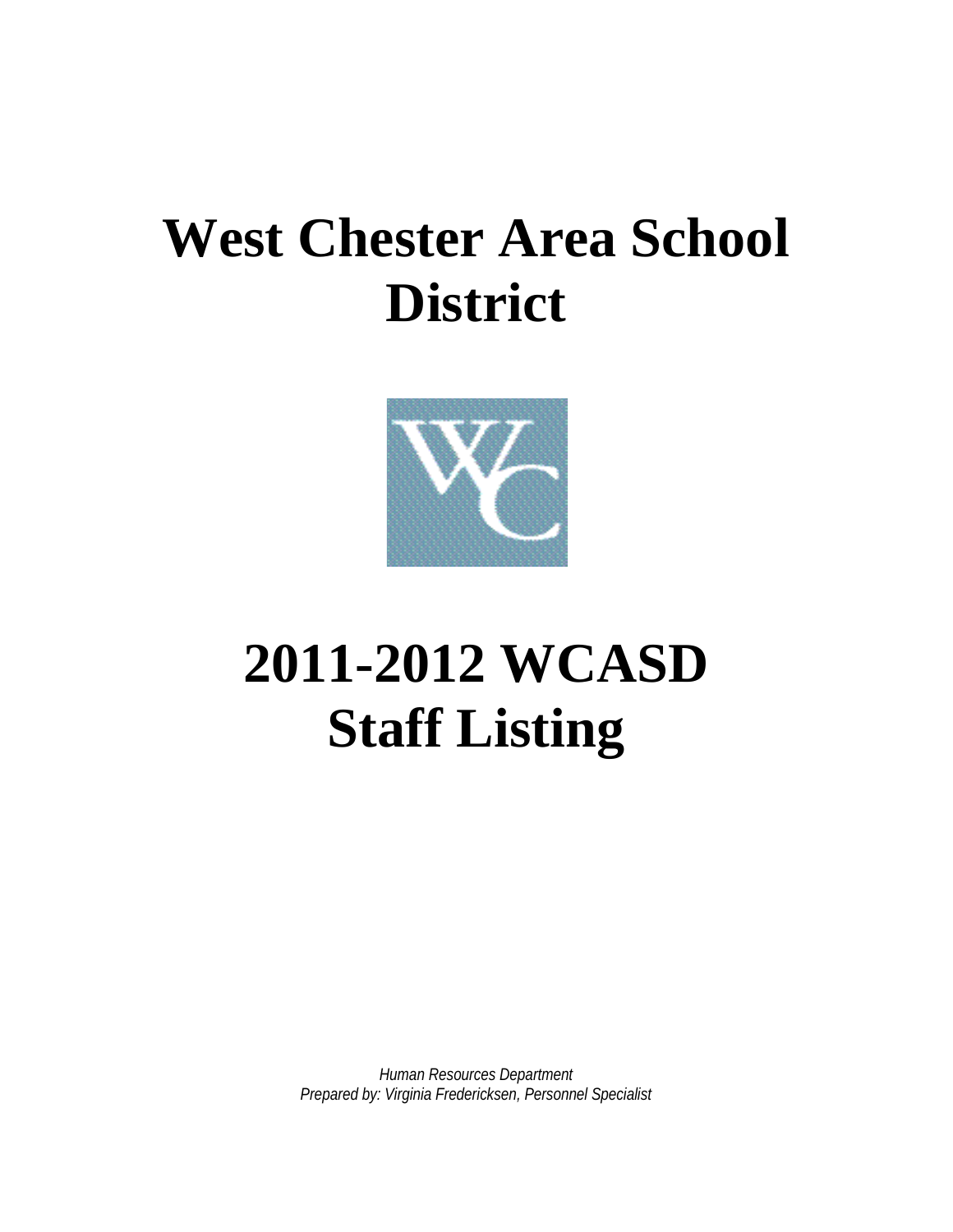# West Chester Area School District

# 2011-2012 WCASD Staff Listing

*Human Resources Department*
*Prepared by: Virginia Fredericksen, Personnel Specialist*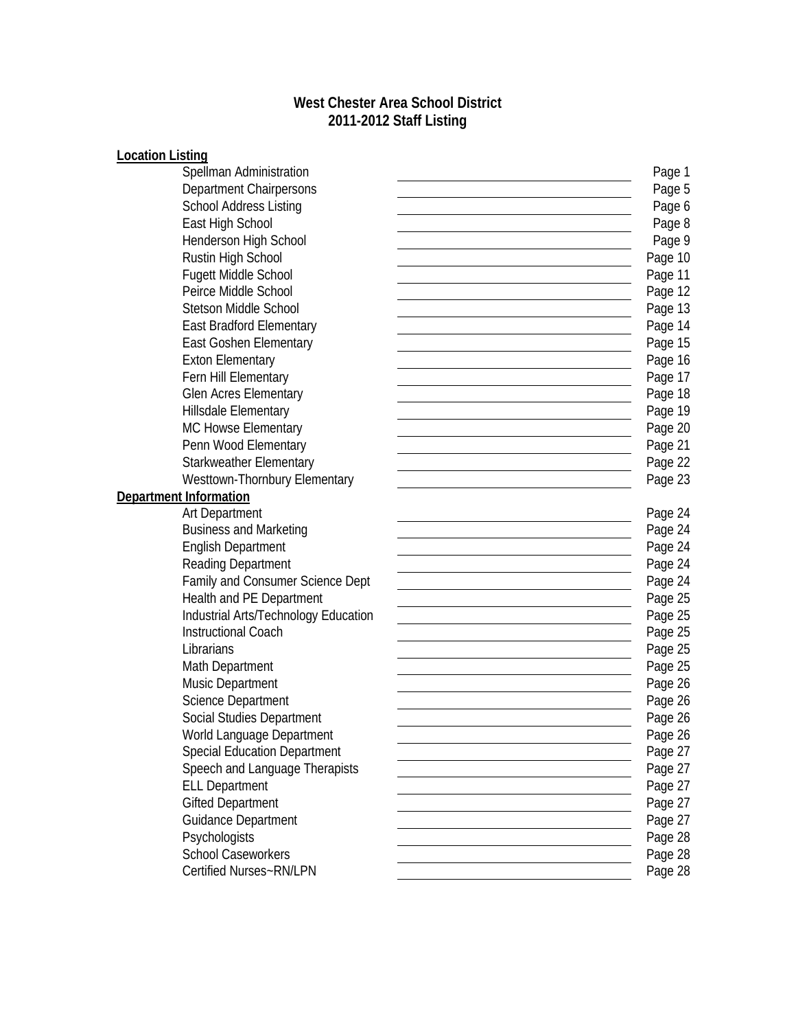# West Chester Area School District
## 2011-2012 Staff Listing

**Location Listing**

| | |
|---|---|
| Spellman Administration | Page 1 |
| Department Chairpersons | Page 5 |
| School Address Listing | Page 6 |
| East High School | Page 8 |
| Henderson High School | Page 9 |
| Rustin High School | Page 10 |
| Fugett Middle School | Page 11 |
| Peirce Middle School | Page 12 |
| Stetson Middle School | Page 13 |
| East Bradford Elementary | Page 14 |
| East Goshen Elementary | Page 15 |
| Exton Elementary | Page 16 |
| Fern Hill Elementary | Page 17 |
| Glen Acres Elementary | Page 18 |
| Hillsdale Elementary | Page 19 |
| MC Howse Elementary | Page 20 |
| Penn Wood Elementary | Page 21 |
| Starkweather Elementary | Page 22 |
| Westtown-Thornbury Elementary | Page 23 |

**Department Information**

| | |
|---|---|
| Art Department | Page 24 |
| Business and Marketing | Page 24 |
| English Department | Page 24 |
| Reading Department | Page 24 |
| Family and Consumer Science Dept | Page 24 |
| Health and PE Department | Page 25 |
| Industrial Arts/Technology Education | Page 25 |
| Instructional Coach | Page 25 |
| Librarians | Page 25 |
| Math Department | Page 25 |
| Music Department | Page 26 |
| Science Department | Page 26 |
| Social Studies Department | Page 26 |
| World Language Department | Page 26 |
| Special Education Department | Page 27 |
| Speech and Language Therapists | Page 27 |
| ELL Department | Page 27 |
| Gifted Department | Page 27 |
| Guidance Department | Page 27 |
| Psychologists | Page 28 |
| School Caseworkers | Page 28 |
| Certified Nurses~RN/LPN | Page 28 |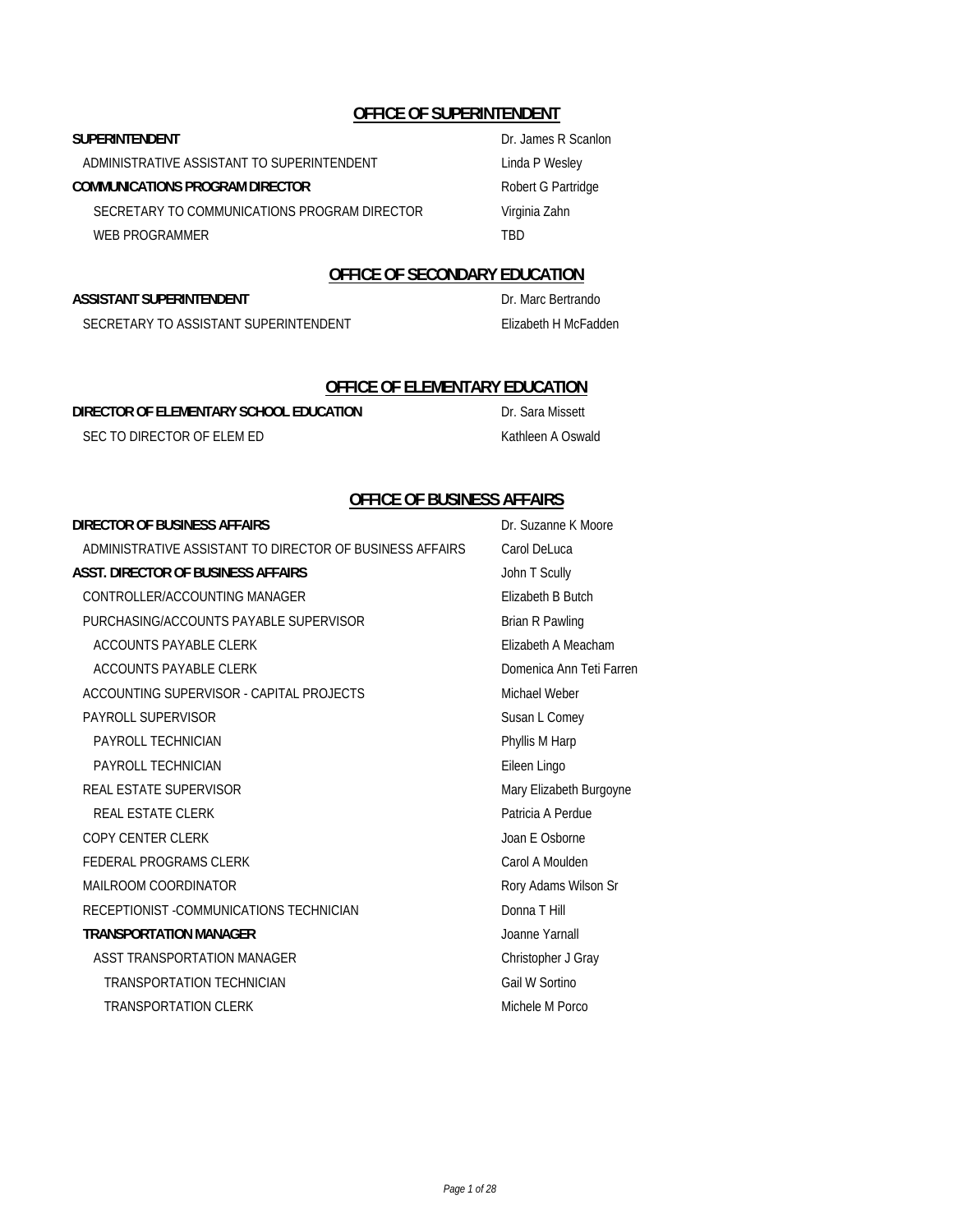## OFFICE OF SUPERINTENDENT

| | |
|---|---|
| **SUPERINTENDENT** | Dr. James R Scanlon |
| ADMINISTRATIVE ASSISTANT TO SUPERINTENDENT | Linda P Wesley |
| **COMMUNICATIONS PROGRAM DIRECTOR** | Robert G Partridge |
| SECRETARY TO COMMUNICATIONS PROGRAM DIRECTOR | Virginia Zahn |
| WEB PROGRAMMER | TBD |

## OFFICE OF SECONDARY EDUCATION

| | |
|---|---|
| **ASSISTANT SUPERINTENDENT** | Dr. Marc Bertrando |
| SECRETARY TO ASSISTANT SUPERINTENDENT | Elizabeth H McFadden |

## OFFICE OF ELEMENTARY EDUCATION

| | |
|---|---|
| **DIRECTOR OF ELEMENTARY SCHOOL EDUCATION** | Dr. Sara Missett |
| SEC TO DIRECTOR OF ELEM ED | Kathleen A Oswald |

## OFFICE OF BUSINESS AFFAIRS

| | |
|---|---|
| **DIRECTOR OF BUSINESS AFFAIRS** | Dr. Suzanne K Moore |
| ADMINISTRATIVE ASSISTANT TO DIRECTOR OF BUSINESS AFFAIRS | Carol DeLuca |
| **ASST. DIRECTOR OF BUSINESS AFFAIRS** | John T Scully |
| CONTROLLER/ACCOUNTING MANAGER | Elizabeth B Butch |
| PURCHASING/ACCOUNTS PAYABLE SUPERVISOR | Brian R Pawling |
| ACCOUNTS PAYABLE CLERK | Elizabeth A Meacham |
| ACCOUNTS PAYABLE CLERK | Domenica Ann Teti Farren |
| ACCOUNTING SUPERVISOR - CAPITAL PROJECTS | Michael Weber |
| PAYROLL SUPERVISOR | Susan L Comey |
| PAYROLL TECHNICIAN | Phyllis M Harp |
| PAYROLL TECHNICIAN | Eileen Lingo |
| REAL ESTATE SUPERVISOR | Mary Elizabeth Burgoyne |
| REAL ESTATE CLERK | Patricia A Perdue |
| COPY CENTER CLERK | Joan E Osborne |
| FEDERAL PROGRAMS CLERK | Carol A Moulden |
| MAILROOM COORDINATOR | Rory Adams Wilson Sr |
| RECEPTIONIST -COMMUNICATIONS TECHNICIAN | Donna T Hill |
| **TRANSPORTATION MANAGER** | Joanne Yarnall |
| ASST TRANSPORTATION MANAGER | Christopher J Gray |
| TRANSPORTATION TECHNICIAN | Gail W Sortino |
| TRANSPORTATION CLERK | Michele M Porco |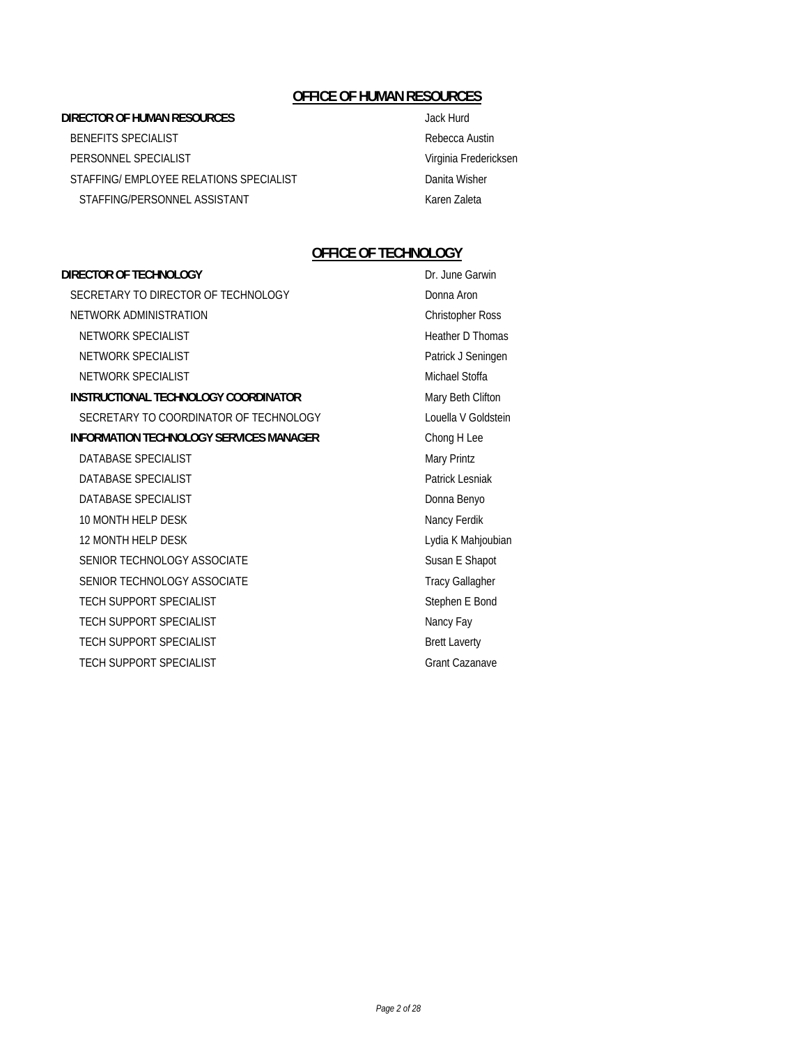## OFFICE OF HUMAN RESOURCES

| | |
|---|---|
| **DIRECTOR OF HUMAN RESOURCES** | Jack Hurd |
| BENEFITS SPECIALIST | Rebecca Austin |
| PERSONNEL SPECIALIST | Virginia Fredericksen |
| STAFFING/ EMPLOYEE RELATIONS SPECIALIST | Danita Wisher |
| STAFFING/PERSONNEL ASSISTANT | Karen Zaleta |

## OFFICE OF TECHNOLOGY

| | |
|---|---|
| **DIRECTOR OF TECHNOLOGY** | Dr. June Garwin |
| SECRETARY TO DIRECTOR OF TECHNOLOGY | Donna Aron |
| NETWORK ADMINISTRATION | Christopher Ross |
| NETWORK SPECIALIST | Heather D Thomas |
| NETWORK SPECIALIST | Patrick J Seningen |
| NETWORK SPECIALIST | Michael Stoffa |
| **INSTRUCTIONAL TECHNOLOGY COORDINATOR** | Mary Beth Clifton |
| SECRETARY TO COORDINATOR OF TECHNOLOGY | Louella V Goldstein |
| **INFORMATION TECHNOLOGY SERVICES MANAGER** | Chong H Lee |
| DATABASE SPECIALIST | Mary Printz |
| DATABASE SPECIALIST | Patrick Lesniak |
| DATABASE SPECIALIST | Donna Benyo |
| 10 MONTH HELP DESK | Nancy Ferdik |
| 12 MONTH HELP DESK | Lydia K Mahjoubian |
| SENIOR TECHNOLOGY ASSOCIATE | Susan E Shapot |
| SENIOR TECHNOLOGY ASSOCIATE | Tracy Gallagher |
| TECH SUPPORT SPECIALIST | Stephen E Bond |
| TECH SUPPORT SPECIALIST | Nancy Fay |
| TECH SUPPORT SPECIALIST | Brett Laverty |
| TECH SUPPORT SPECIALIST | Grant Cazanave |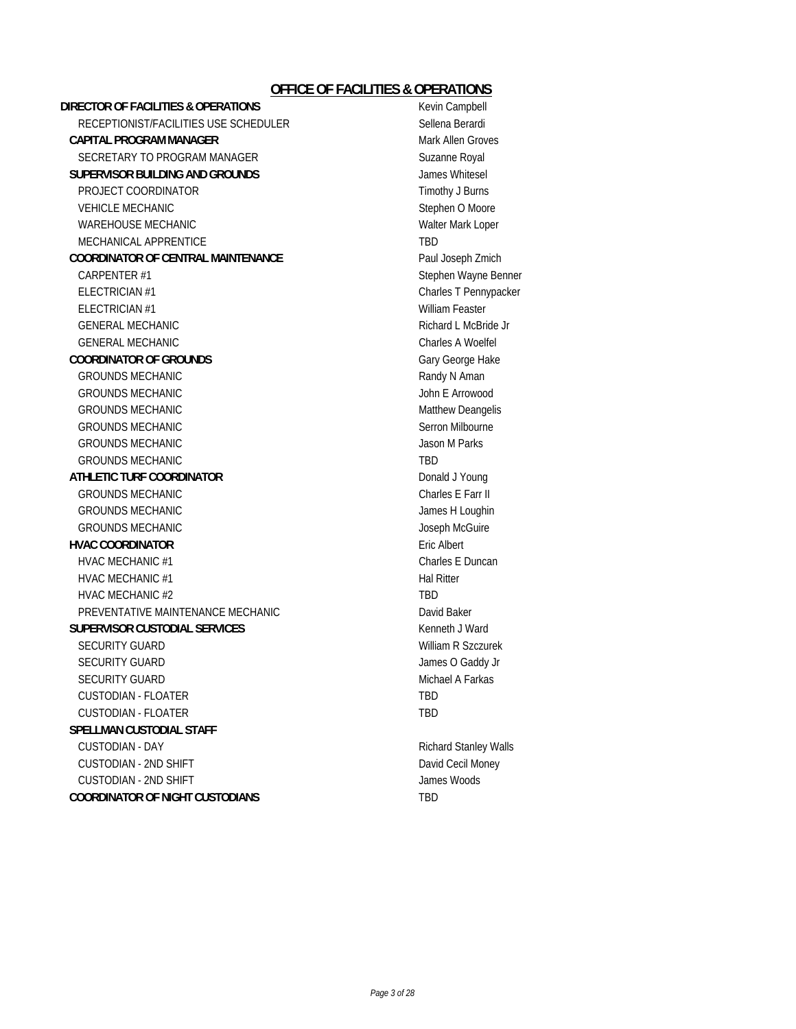## OFFICE OF FACILITIES & OPERATIONS

| | |
|---|---|
| **DIRECTOR OF FACILITIES & OPERATIONS** | Kevin Campbell |
| RECEPTIONIST/FACILITIES USE SCHEDULER | Sellena Berardi |
| **CAPITAL PROGRAM MANAGER** | Mark Allen Groves |
| SECRETARY TO PROGRAM MANAGER | Suzanne Royal |
| **SUPERVISOR BUILDING AND GROUNDS** | James Whitesel |
| PROJECT COORDINATOR | Timothy J Burns |
| VEHICLE MECHANIC | Stephen O Moore |
| WAREHOUSE MECHANIC | Walter Mark Loper |
| MECHANICAL APPRENTICE | TBD |
| **COORDINATOR OF CENTRAL MAINTENANCE** | Paul Joseph Zmich |
| CARPENTER #1 | Stephen Wayne Benner |
| ELECTRICIAN #1 | Charles T Pennypacker |
| ELECTRICIAN #1 | William Feaster |
| GENERAL MECHANIC | Richard L McBride Jr |
| GENERAL MECHANIC | Charles A Woelfel |
| **COORDINATOR OF GROUNDS** | Gary George Hake |
| GROUNDS MECHANIC | Randy N Aman |
| GROUNDS MECHANIC | John E Arrowood |
| GROUNDS MECHANIC | Matthew Deangelis |
| GROUNDS MECHANIC | Serron Milbourne |
| GROUNDS MECHANIC | Jason M Parks |
| GROUNDS MECHANIC | TBD |
| **ATHLETIC TURF COORDINATOR** | Donald J Young |
| GROUNDS MECHANIC | Charles E Farr II |
| GROUNDS MECHANIC | James H Loughin |
| GROUNDS MECHANIC | Joseph McGuire |
| **HVAC COORDINATOR** | Eric Albert |
| HVAC MECHANIC #1 | Charles E Duncan |
| HVAC MECHANIC #1 | Hal Ritter |
| HVAC MECHANIC #2 | TBD |
| PREVENTATIVE MAINTENANCE MECHANIC | David Baker |
| **SUPERVISOR CUSTODIAL SERVICES** | Kenneth J Ward |
| SECURITY GUARD | William R Szczurek |
| SECURITY GUARD | James O Gaddy Jr |
| SECURITY GUARD | Michael A Farkas |
| CUSTODIAN - FLOATER | TBD |
| CUSTODIAN - FLOATER | TBD |
| **SPELLMAN CUSTODIAL STAFF** | |
| CUSTODIAN - DAY | Richard Stanley Walls |
| CUSTODIAN - 2ND SHIFT | David Cecil Money |
| CUSTODIAN - 2ND SHIFT | James Woods |
| **COORDINATOR OF NIGHT CUSTODIANS** | TBD |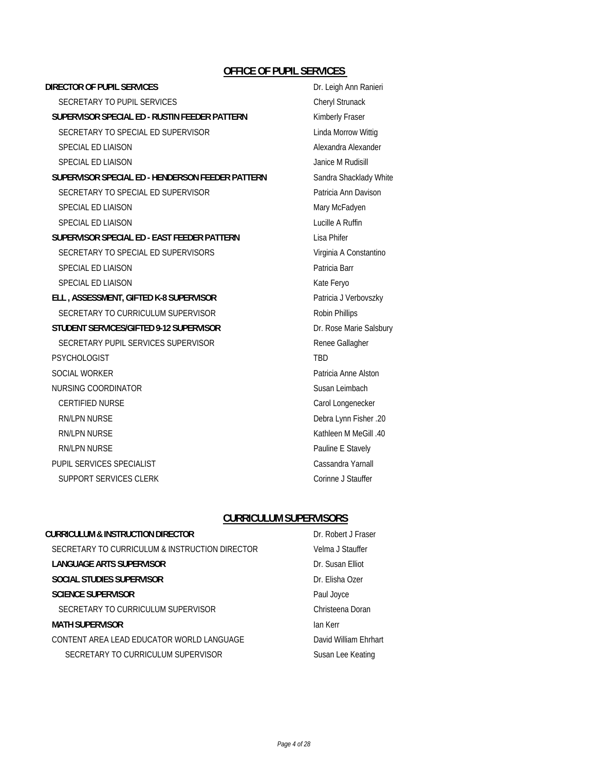## OFFICE OF PUPIL SERVICES

| | |
|---|---|
| **DIRECTOR OF PUPIL SERVICES** | Dr. Leigh Ann Ranieri |
| SECRETARY TO PUPIL SERVICES | Cheryl Strunack |
| **SUPERVISOR SPECIAL ED - RUSTIN FEEDER PATTERN** | Kimberly Fraser |
| SECRETARY TO SPECIAL ED SUPERVISOR | Linda Morrow Wittig |
| SPECIAL ED LIAISON | Alexandra Alexander |
| SPECIAL ED LIAISON | Janice M Rudisill |
| **SUPERVISOR SPECIAL ED - HENDERSON FEEDER PATTERN** | Sandra Shacklady White |
| SECRETARY TO SPECIAL ED SUPERVISOR | Patricia Ann Davison |
| SPECIAL ED LIAISON | Mary McFadyen |
| SPECIAL ED LIAISON | Lucille A Ruffin |
| **SUPERVISOR SPECIAL ED - EAST FEEDER PATTERN** | Lisa Phifer |
| SECRETARY TO SPECIAL ED SUPERVISORS | Virginia A Constantino |
| SPECIAL ED LIAISON | Patricia Barr |
| SPECIAL ED LIAISON | Kate Feryo |
| **ELL , ASSESSMENT, GIFTED K-8 SUPERVISOR** | Patricia J Verbovszky |
| SECRETARY TO CURRICULUM SUPERVISOR | Robin Phillips |
| **STUDENT SERVICES/GIFTED 9-12 SUPERVISOR** | Dr. Rose Marie Salsbury |
| SECRETARY PUPIL SERVICES SUPERVISOR | Renee Gallagher |
| PSYCHOLOGIST | TBD |
| SOCIAL WORKER | Patricia Anne Alston |
| NURSING COORDINATOR | Susan Leimbach |
| CERTIFIED NURSE | Carol Longenecker |
| RN/LPN NURSE | Debra Lynn Fisher .20 |
| RN/LPN NURSE | Kathleen M MeGill .40 |
| RN/LPN NURSE | Pauline E Stavely |
| PUPIL SERVICES SPECIALIST | Cassandra Yarnall |
| SUPPORT SERVICES CLERK | Corinne J Stauffer |

## CURRICULUM SUPERVISORS

| | |
|---|---|
| **CURRICULUM & INSTRUCTION DIRECTOR** | Dr. Robert J Fraser |
| SECRETARY TO CURRICULUM & INSTRUCTION DIRECTOR | Velma J Stauffer |
| **LANGUAGE ARTS SUPERVISOR** | Dr. Susan Elliot |
| **SOCIAL STUDIES SUPERVISOR** | Dr. Elisha Ozer |
| **SCIENCE SUPERVISOR** | Paul Joyce |
| SECRETARY TO CURRICULUM SUPERVISOR | Christeena Doran |
| **MATH SUPERVISOR** | Ian Kerr |
| CONTENT AREA LEAD EDUCATOR WORLD LANGUAGE | David William Ehrhart |
| SECRETARY TO CURRICULUM SUPERVISOR | Susan Lee Keating |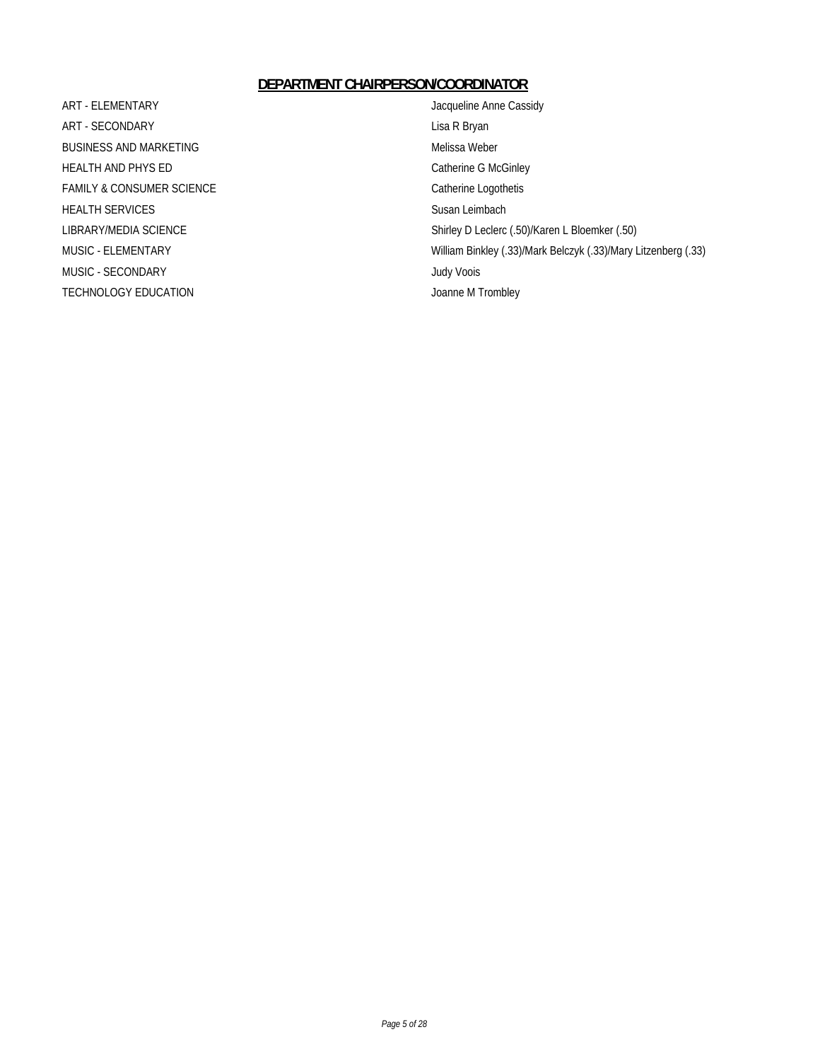## DEPARTMENT CHAIRPERSON/COORDINATOR

| | |
|---|---|
| ART - ELEMENTARY | Jacqueline Anne Cassidy |
| ART - SECONDARY | Lisa R Bryan |
| BUSINESS AND MARKETING | Melissa Weber |
| HEALTH AND PHYS ED | Catherine G McGinley |
| FAMILY & CONSUMER SCIENCE | Catherine Logothetis |
| HEALTH SERVICES | Susan Leimbach |
| LIBRARY/MEDIA SCIENCE | Shirley D Leclerc (.50)/Karen L Bloemker (.50) |
| MUSIC - ELEMENTARY | William Binkley (.33)/Mark Belczyk (.33)/Mary Litzenberg (.33) |
| MUSIC - SECONDARY | Judy Voois |
| TECHNOLOGY EDUCATION | Joanne M Trombley |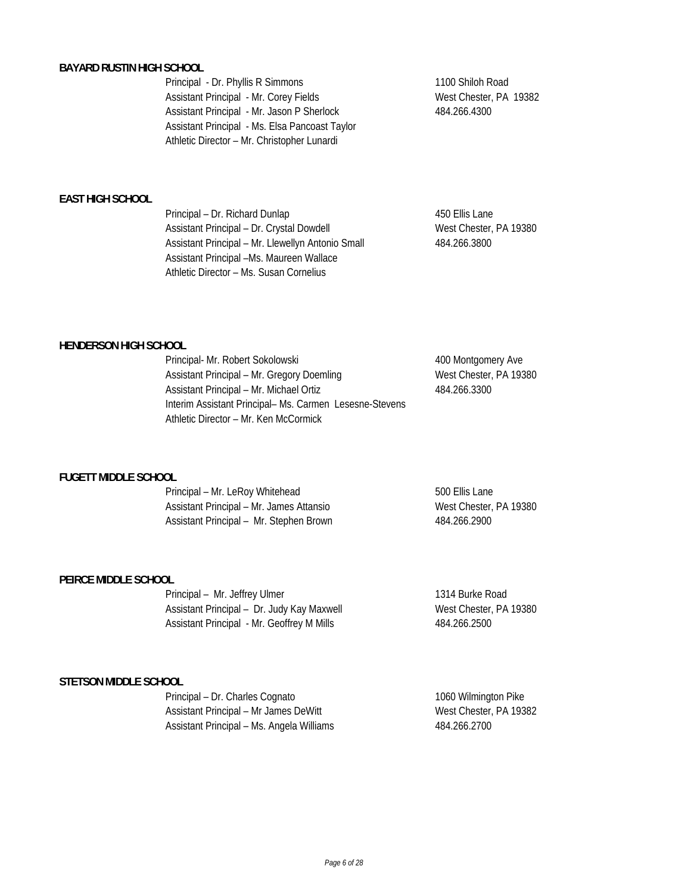**BAYARD RUSTIN HIGH SCHOOL**

Principal - Dr. Phyllis R Simmons
Assistant Principal - Mr. Corey Fields
Assistant Principal - Mr. Jason P Sherlock
Assistant Principal - Ms. Elsa Pancoast Taylor
Athletic Director – Mr. Christopher Lunardi

1100 Shiloh Road
West Chester, PA 19382
484.266.4300

**EAST HIGH SCHOOL**

Principal – Dr. Richard Dunlap
Assistant Principal – Dr. Crystal Dowdell
Assistant Principal – Mr. Llewellyn Antonio Small
Assistant Principal –Ms. Maureen Wallace
Athletic Director – Ms. Susan Cornelius

450 Ellis Lane
West Chester, PA 19380
484.266.3800

**HENDERSON HIGH SCHOOL**

Principal- Mr. Robert Sokolowski
Assistant Principal – Mr. Gregory Doemling
Assistant Principal – Mr. Michael Ortiz
Interim Assistant Principal– Ms. Carmen Lesesne-Stevens
Athletic Director – Mr. Ken McCormick

400 Montgomery Ave
West Chester, PA 19380
484.266.3300

**FUGETT MIDDLE SCHOOL**

Principal – Mr. LeRoy Whitehead
Assistant Principal – Mr. James Attansio
Assistant Principal – Mr. Stephen Brown

500 Ellis Lane
West Chester, PA 19380
484.266.2900

**PEIRCE MIDDLE SCHOOL**

Principal – Mr. Jeffrey Ulmer
Assistant Principal – Dr. Judy Kay Maxwell
Assistant Principal - Mr. Geoffrey M Mills

1314 Burke Road
West Chester, PA 19380
484.266.2500

**STETSON MIDDLE SCHOOL**

Principal – Dr. Charles Cognato
Assistant Principal – Mr James DeWitt
Assistant Principal – Ms. Angela Williams

1060 Wilmington Pike
West Chester, PA 19382
484.266.2700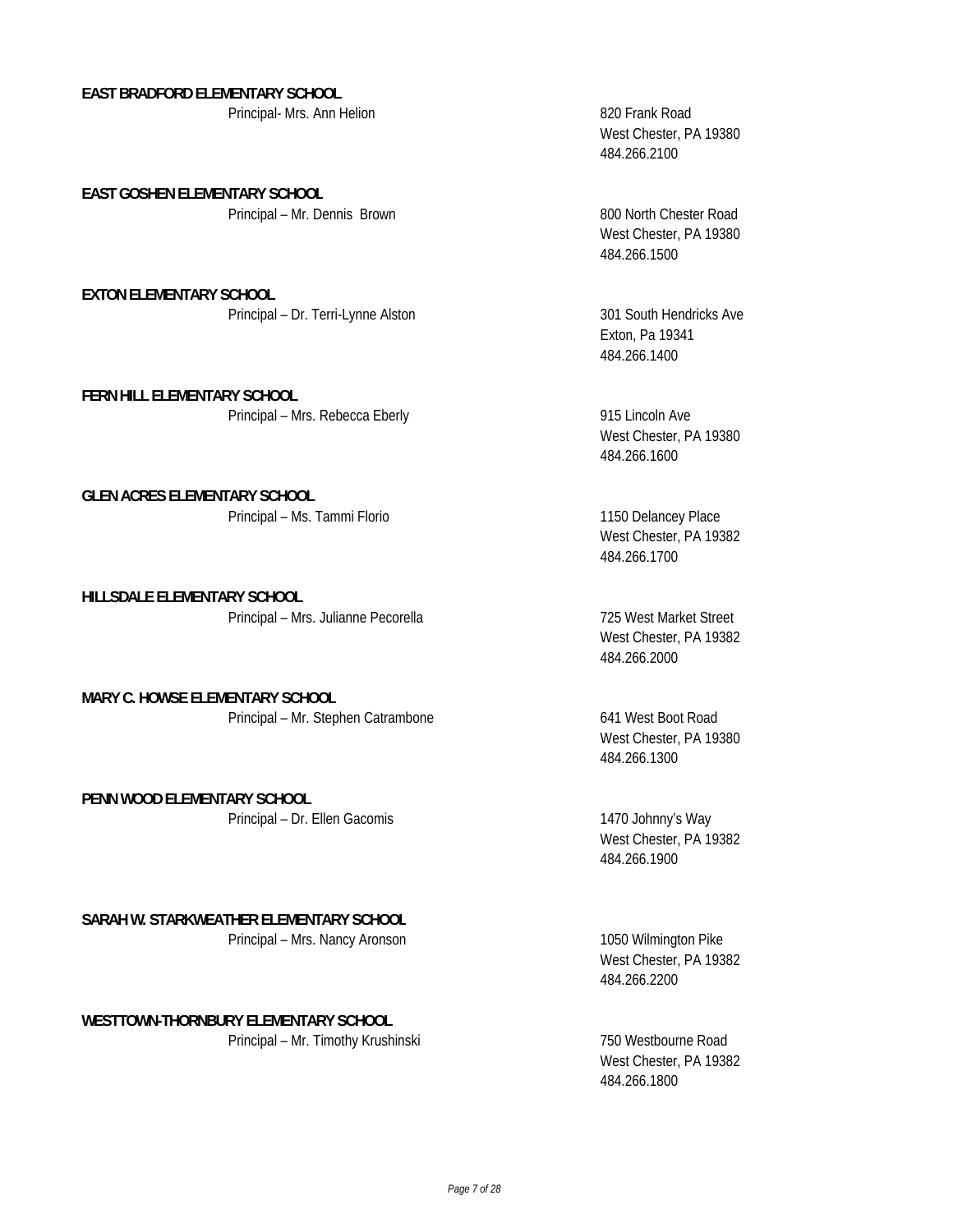**EAST BRADFORD ELEMENTARY SCHOOL**

Principal- Mrs. Ann Helion

820 Frank Road
West Chester, PA 19380
484.266.2100

**EAST GOSHEN ELEMENTARY SCHOOL**

Principal – Mr. Dennis Brown

800 North Chester Road
West Chester, PA 19380
484.266.1500

**EXTON ELEMENTARY SCHOOL**

Principal – Dr. Terri-Lynne Alston

301 South Hendricks Ave
Exton, Pa 19341
484.266.1400

**FERN HILL ELEMENTARY SCHOOL**

Principal – Mrs. Rebecca Eberly

915 Lincoln Ave
West Chester, PA 19380
484.266.1600

**GLEN ACRES ELEMENTARY SCHOOL**

Principal – Ms. Tammi Florio

1150 Delancey Place
West Chester, PA 19382
484.266.1700

**HILLSDALE ELEMENTARY SCHOOL**

Principal – Mrs. Julianne Pecorella

725 West Market Street
West Chester, PA 19382
484.266.2000

**MARY C. HOWSE ELEMENTARY SCHOOL**

Principal – Mr. Stephen Catrambone

641 West Boot Road
West Chester, PA 19380
484.266.1300

**PENN WOOD ELEMENTARY SCHOOL**

Principal – Dr. Ellen Gacomis

1470 Johnny's Way
West Chester, PA 19382
484.266.1900

**SARAH W. STARKWEATHER ELEMENTARY SCHOOL**

Principal – Mrs. Nancy Aronson

1050 Wilmington Pike
West Chester, PA 19382
484.266.2200

**WESTTOWN-THORNBURY ELEMENTARY SCHOOL**

Principal – Mr. Timothy Krushinski

750 Westbourne Road
West Chester, PA 19382
484.266.1800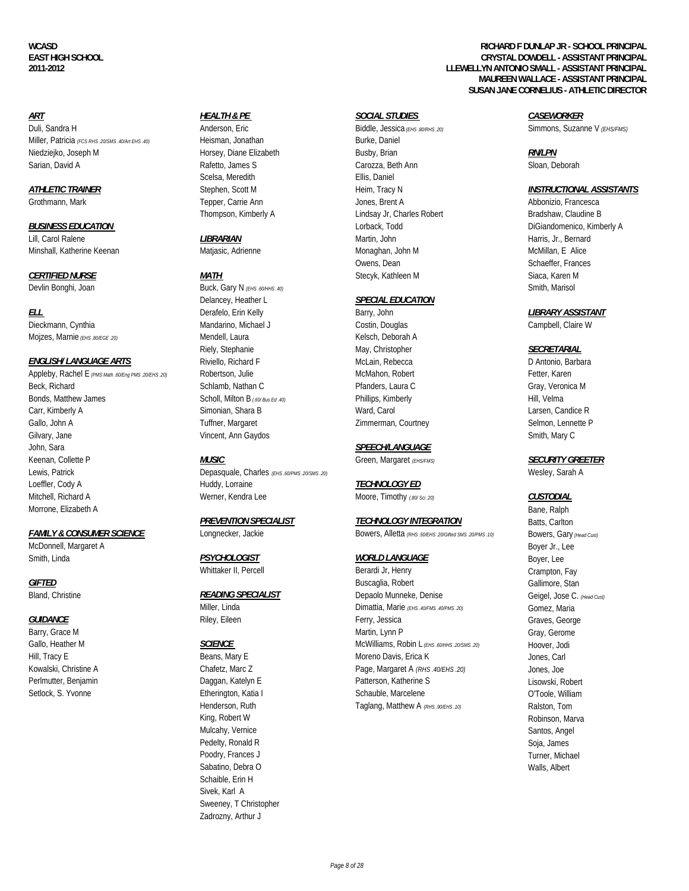**WCASD**
**EAST HIGH SCHOOL**
**2011-2012**

**RICHARD F DUNLAP JR - SCHOOL PRINCIPAL**
**CRYSTAL DOWDELL - ASSISTANT PRINCIPAL**
**LLEWELLYN ANTONIO SMALL - ASSISTANT PRINCIPAL**
**MAUREEN WALLACE - ASSISTANT PRINCIPAL**
**SUSAN JANE CORNELIUS - ATHLETIC DIRECTOR**

***ART***

Duli, Sandra H
Miller, Patricia *(FCS RHS .20/SMS .40/Art EHS .40)*
Niedziejko, Joseph M
Sarian, David A

***ATHLETIC TRAINER***

Grothmann, Mark

***BUSINESS EDUCATION***

Lill, Carol Ralene
Minshall, Katherine Keenan

***CERTIFIED NURSE***

Devlin Bonghi, Joan

***ELL***

Dieckmann, Cynthia
Mojzes, Marnie *(EHS .80/EGE .20)*

***ENGLISH/ LANGUAGE ARTS***

Appleby, Rachel E *(PMS Math .60/Eng PMS .20/EHS .20)*
Beck, Richard
Bonds, Matthew James
Carr, Kimberly A
Gallo, John A
Gilvary, Jane
John, Sara
Keenan, Collette P
Lewis, Patrick
Loeffler, Cody A
Mitchell, Richard A
Morrone, Elizabeth A

***FAMILY & CONSUMER SCIENCE***

McDonnell, Margaret A
Smith, Linda

***GIFTED***

Bland, Christine

***GUIDANCE***

Barry, Grace M
Gallo, Heather M
Hill, Tracy E
Kowalski, Christine A
Perlmutter, Benjamin
Setlock, S. Yvonne

***HEALTH & PE***

Anderson, Eric
Heisman, Jonathan
Horsey, Diane Elizabeth
Rafetto, James S
Scelsa, Meredith
Stephen, Scott M
Tepper, Carrie Ann
Thompson, Kimberly A

***LIBRARIAN***

Matjasic, Adrienne

***MATH***

Buck, Gary N *(EHS .60/HHS .40)*
Delancey, Heather L
Derafelo, Erin Kelly
Mandarino, Michael J
Mendell, Laura
Riely, Stephanie
Riviello, Richard F
Robertson, Julie
Schlamb, Nathan C
Scholl, Milton B *(.60/ Bus Ed .40)*
Simonian, Shara B
Tuffner, Margaret
Vincent, Ann Gaydos

***MUSIC***

Depasquale, Charles *(EHS .60/PMS .20/SMS .20)*
Huddy, Lorraine
Werner, Kendra Lee

***PREVENTION SPECIALIST***

Longnecker, Jackie

***PSYCHOLOGIST***

Whittaker II, Percell

***READING SPECIALIST***

Miller, Linda
Riley, Eileen

***SCIENCE***

Beans, Mary E
Chafetz, Marc Z
Daggan, Katelyn E
Etherington, Katia I
Henderson, Ruth
King, Robert W
Mulcahy, Vernice
Pedelty, Ronald R
Poodry, Frances J
Sabatino, Debra O
Schaible, Erin H
Sivek, Karl A
Sweeney, T Christopher
Zadrozny, Arthur J

***SOCIAL STUDIES***

Biddle, Jessica *(EHS .80/RHS .20)*
Burke, Daniel
Busby, Brian
Carozza, Beth Ann
Ellis, Daniel
Heim, Tracy N
Jones, Brent A
Lindsay Jr, Charles Robert
Lorback, Todd
Martin, John
Monaghan, John M
Owens, Dean
Stecyk, Kathleen M

***SPECIAL EDUCATION***

Barry, John
Costin, Douglas
Kelsch, Deborah A
May, Christopher
McLain, Rebecca
McMahon, Robert
Pfanders, Laura C
Phillips, Kimberly
Ward, Carol
Zimmerman, Courtney

***SPEECH/LANGUAGE***

Green, Margaret *(EHS/FMS)*

***TECHNOLOGY ED***

Moore, Timothy *(.80/ Sci .20)*

***TECHNOLOGY INTEGRATION***

Bowers, Alletta *(RHS .50/EHS .20/Gifted SMS .20/PMS .10)*

***WORLD LANGUAGE***

Berardi Jr, Henry
Buscaglia, Robert
Depaolo Munneke, Denise
Dimattia, Marie *(EHS .40/FMS .40/PMS .20)*
Ferry, Jessica
Martin, Lynn P
McWilliams, Robin L *(EHS .60/HHS .20/SMS .20)*
Moreno Davis, Erica K
Page, Margaret A *(RHS .40/EHS .20)*
Patterson, Katherine S
Schauble, Marcelene
Taglang, Matthew A *(RHS .90/EHS .10)*

***CASEWORKER***

Simmons, Suzanne V *(EHS/FMS)*

***RN/LPN***

Sloan, Deborah

***INSTRUCTIONAL ASSISTANTS***

Abbonizio, Francesca
Bradshaw, Claudine B
DiGiandomenico, Kimberly A
Harris, Jr., Bernard
McMillan, E Alice
Schaeffer, Frances
Siaca, Karen M
Smith, Marisol

***LIBRARY ASSISTANT***

Campbell, Claire W

***SECRETARIAL***

D Antonio, Barbara
Fetter, Karen
Gray, Veronica M
Hill, Velma
Larsen, Candice R
Selmon, Lennette P
Smith, Mary C

***SECURITY GREETER***

Wesley, Sarah A

***CUSTODIAL***

Bane, Ralph
Batts, Carlton
Bowers, Gary *(Head Cust)*
Boyer Jr., Lee
Boyer, Lee
Crampton, Fay
Gallimore, Stan
Geigel, Jose C. *(Head Cust)*
Gomez, Maria
Graves, George
Gray, Gerome
Hoover, Jodi
Jones, Carl
Jones, Joe
Lisowski, Robert
O'Toole, William
Ralston, Tom
Robinson, Marva
Santos, Angel
Soja, James
Turner, Michael
Walls, Albert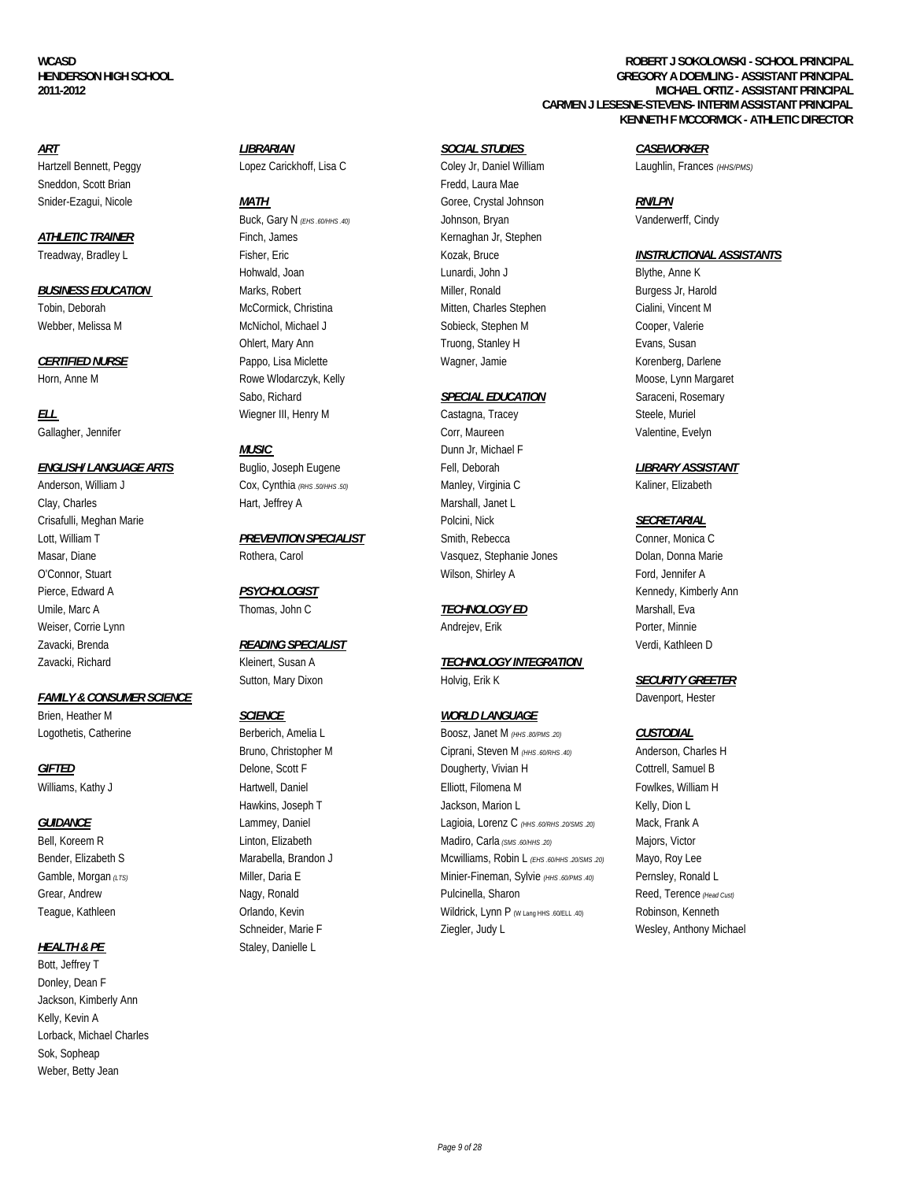**WCASD**
**HENDERSON HIGH SCHOOL**
**2011-2012**

**ROBERT J SOKOLOWSKI - SCHOOL PRINCIPAL**
**GREGORY A DOEMLING - ASSISTANT PRINCIPAL**
**MICHAEL ORTIZ - ASSISTANT PRINCIPAL**
**CARMEN J LESESNE-STEVENS- INTERIM ASSISTANT PRINCIPAL**
**KENNETH F MCCORMICK - ATHLETIC DIRECTOR**

***ART***
Hartzell Bennett, Peggy
Sneddon, Scott Brian
Snider-Ezagui, Nicole

***ATHLETIC TRAINER***
Treadway, Bradley L

***BUSINESS EDUCATION***
Tobin, Deborah
Webber, Melissa M

***CERTIFIED NURSE***
Horn, Anne M

***ELL***
Gallagher, Jennifer

***ENGLISH/ LANGUAGE ARTS***
Anderson, William J
Clay, Charles
Crisafulli, Meghan Marie
Lott, William T
Masar, Diane
O'Connor, Stuart
Pierce, Edward A
Umile, Marc A
Weiser, Corrie Lynn
Zavacki, Brenda
Zavacki, Richard

***FAMILY & CONSUMER SCIENCE***
Brien, Heather M
Logothetis, Catherine

***GIFTED***
Williams, Kathy J

***GUIDANCE***
Bell, Koreem R
Bender, Elizabeth S
Gamble, Morgan *(LTS)*
Grear, Andrew
Teague, Kathleen

***HEALTH & PE***
Bott, Jeffrey T
Donley, Dean F
Jackson, Kimberly Ann
Kelly, Kevin A
Lorback, Michael Charles
Sok, Sopheap
Weber, Betty Jean

***LIBRARIAN***
Lopez Carickhoff, Lisa C

***MATH***
Buck, Gary N *(EHS .60/HHS .40)*
Finch, James
Fisher, Eric
Hohwald, Joan
Marks, Robert
McCormick, Christina
McNichol, Michael J
Ohlert, Mary Ann
Pappo, Lisa Miclette
Rowe Wlodarczyk, Kelly
Sabo, Richard
Wiegner III, Henry M

***MUSIC***
Buglio, Joseph Eugene
Cox, Cynthia *(RHS .50/HHS .50)*
Hart, Jeffrey A

***PREVENTION SPECIALIST***
Rothera, Carol

***PSYCHOLOGIST***
Thomas, John C

***READING SPECIALIST***
Kleinert, Susan A
Sutton, Mary Dixon

***SCIENCE***
Berberich, Amelia L
Bruno, Christopher M
Delone, Scott F
Hartwell, Daniel
Hawkins, Joseph T
Lammey, Daniel
Linton, Elizabeth
Marabella, Brandon J
Miller, Daria E
Nagy, Ronald
Orlando, Kevin
Schneider, Marie F
Staley, Danielle L

***SOCIAL STUDIES***
Coley Jr, Daniel William
Fredd, Laura Mae
Goree, Crystal Johnson
Johnson, Bryan
Kernaghan Jr, Stephen
Kozak, Bruce
Lunardi, John J
Miller, Ronald
Mitten, Charles Stephen
Sobieck, Stephen M
Truong, Stanley H
Wagner, Jamie

***SPECIAL EDUCATION***
Castagna, Tracey
Corr, Maureen
Dunn Jr, Michael F
Fell, Deborah
Manley, Virginia C
Marshall, Janet L
Polcini, Nick
Smith, Rebecca
Vasquez, Stephanie Jones
Wilson, Shirley A

***TECHNOLOGY ED***
Andrejev, Erik

***TECHNOLOGY INTEGRATION***
Holvig, Erik K

***WORLD LANGUAGE***
Boosz, Janet M *(HHS .80/PMS .20)*
Ciprani, Steven M *(HHS .60/RHS .40)*
Dougherty, Vivian H
Elliott, Filomena M
Jackson, Marion L
Lagioia, Lorenz C *(HHS .60/RHS .20/SMS .20)*
Madiro, Carla *(SMS .60/HHS .20)*
Mcwilliams, Robin L *(EHS .60/HHS .20/SMS .20)*
Minier-Fineman, Sylvie *(HHS .60/PMS .40)*
Pulcinella, Sharon
Wildrick, Lynn P *(W Lang HHS .60/ELL .40)*
Ziegler, Judy L

***CASEWORKER***
Laughlin, Frances *(HHS/PMS)*

***RN/LPN***
Vanderwerff, Cindy

***INSTRUCTIONAL ASSISTANTS***
Blythe, Anne K
Burgess Jr, Harold
Cialini, Vincent M
Cooper, Valerie
Evans, Susan
Korenberg, Darlene
Moose, Lynn Margaret
Saraceni, Rosemary
Steele, Muriel
Valentine, Evelyn

***LIBRARY ASSISTANT***
Kaliner, Elizabeth

***SECRETARIAL***
Conner, Monica C
Dolan, Donna Marie
Ford, Jennifer A
Kennedy, Kimberly Ann
Marshall, Eva
Porter, Minnie
Verdi, Kathleen D

***SECURITY GREETER***
Davenport, Hester

***CUSTODIAL***
Anderson, Charles H
Cottrell, Samuel B
Fowlkes, William H
Kelly, Dion L
Mack, Frank A
Majors, Victor
Mayo, Roy Lee
Pernsley, Ronald L
Reed, Terence *(Head Cust)*
Robinson, Kenneth
Wesley, Anthony Michael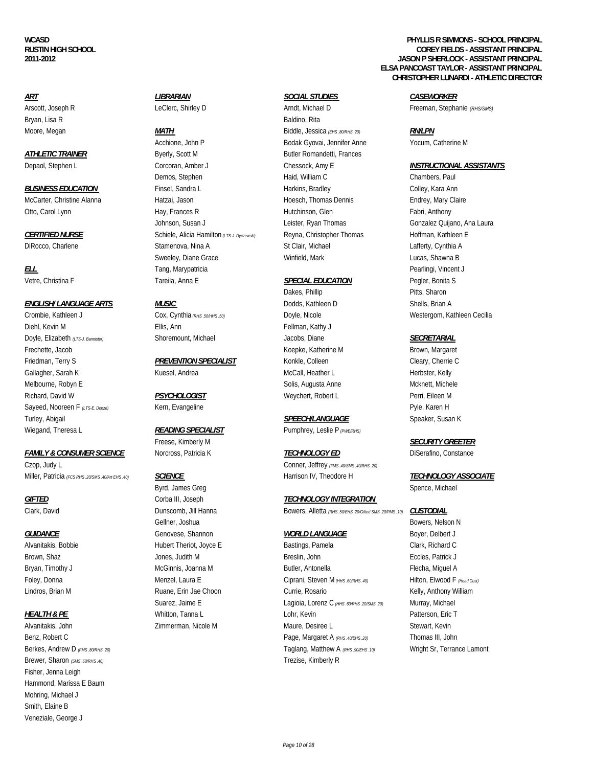**WCASD**
**RUSTIN HIGH SCHOOL**
**2011-2012**

**PHYLLIS R SIMMONS - SCHOOL PRINCIPAL**
**COREY FIELDS - ASSISTANT PRINCIPAL**
**JASON P SHERLOCK - ASSISTANT PRINCIPAL**
**ELSA PANCOAST TAYLOR - ASSISTANT PRINCIPAL**
**CHRISTOPHER LUNARDI - ATHLETIC DIRECTOR**

***ART***

Arscott, Joseph R
Bryan, Lisa R
Moore, Megan

***ATHLETIC TRAINER***

Depaol, Stephen L

***BUSINESS EDUCATION***

McCarter, Christine Alanna
Otto, Carol Lynn

***CERTIFIED NURSE***

DiRocco, Charlene

***ELL***

Vetre, Christina F

***ENGLISH/ LANGUAGE ARTS***

Crombie, Kathleen J
Diehl, Kevin M
Doyle, Elizabeth *(LTS-J. Bannister)*
Frechette, Jacob
Friedman, Terry S
Gallagher, Sarah K
Melbourne, Robyn E
Richard, David W
Sayeed, Nooreen F *(LTS-E. Donze)*
Turley, Abigail
Wiegand, Theresa L

***FAMILY & CONSUMER SCIENCE***

Czop, Judy L
Miller, Patricia *(FCS RHS .20/SMS .40/Art EHS .40)*

***GIFTED***

Clark, David

***GUIDANCE***

Alvanitakis, Bobbie
Brown, Shaz
Bryan, Timothy J
Foley, Donna
Lindros, Brian M

***HEALTH & PE***

Alvanitakis, John
Benz, Robert C
Berkes, Andrew D *(FMS .80/RHS .20)*
Brewer, Sharon *(SMS .60/RHS .40)*
Fisher, Jenna Leigh
Hammond, Marissa E Baum
Mohring, Michael J
Smith, Elaine B
Veneziale, George J

***LIBRARIAN***

LeClerc, Shirley D

***MATH***

Acchione, John P
Byerly, Scott M
Corcoran, Amber J
Demos, Stephen
Finsel, Sandra L
Hatzai, Jason
Hay, Frances R
Johnson, Susan J
Schiele, Alicia Hamilton *(LTS-J. Dyczewski)*
Stamenova, Nina A
Sweeley, Diane Grace
Tang, Marypatricia
Tareila, Anna E

***MUSIC***

Cox, Cynthia *(RHS .50/HHS .50)*
Ellis, Ann
Shoremount, Michael

***PREVENTION SPECIALIST***

Kuesel, Andrea

***PSYCHOLOGIST***

Kern, Evangeline

***READING SPECIALIST***

Freese, Kimberly M
Norcross, Patricia K

***SCIENCE***

Byrd, James Greg
Corba III, Joseph
Dunscomb, Jill Hanna
Gellner, Joshua
Genovese, Shannon
Hubert Theriot, Joyce E
Jones, Judith M
McGinnis, Joanna M
Menzel, Laura E
Ruane, Erin Jae Choon
Suarez, Jaime E
Whitton, Tanna L
Zimmerman, Nicole M

***SOCIAL STUDIES***

Arndt, Michael D
Baldino, Rita
Biddle, Jessica *(EHS .80/RHS .20)*
Bodak Gyovai, Jennifer Anne
Butler Romandetti, Frances
Chessock, Amy E
Haid, William C
Harkins, Bradley
Hoesch, Thomas Dennis
Hutchinson, Glen
Leister, Ryan Thomas
Reyna, Christopher Thomas
St Clair, Michael
Winfield, Mark

***SPECIAL EDUCATION***

Dakes, Phillip
Dodds, Kathleen D
Doyle, Nicole
Fellman, Kathy J
Jacobs, Diane
Koepke, Katherine M
Konkle, Colleen
McCall, Heather L
Solis, Augusta Anne
Weychert, Robert L

***SPEECH/LANGUAGE***

Pumphrey, Leslie P *(PWE/RHS)*

***TECHNOLOGY ED***

Conner, Jeffrey *(FMS .40/SMS .40/RHS .20)*
Harrison IV, Theodore H

***TECHNOLOGY INTEGRATION***

Bowers, Alletta *(RHS .50/EHS .20/Gifted SMS .20/PMS .10)*

***WORLD LANGUAGE***

Bastings, Pamela
Breslin, John
Butler, Antonella
Ciprani, Steven M *(HHS .60/RHS .40)*
Currie, Rosario
Lagioia, Lorenz C *(HHS .60/RHS .20/SMS .20)*
Lohr, Kevin
Maure, Desiree L
Page, Margaret A *(RHS .40/EHS .20)*
Taglang, Matthew A *(RHS .90/EHS .10)*
Trezise, Kimberly R

***CASEWORKER***

Freeman, Stephanie *(RHS/SMS)*

***RN/LPN***

Yocum, Catherine M

***INSTRUCTIONAL ASSISTANTS***

Chambers, Paul
Colley, Kara Ann
Endrey, Mary Claire
Fabri, Anthony
Gonzalez Quijano, Ana Laura
Hoffman, Kathleen E
Lafferty, Cynthia A
Lucas, Shawna B
Pearlingi, Vincent J
Pegler, Bonita S
Pitts, Sharon
Shells, Brian A
Westergom, Kathleen Cecilia

***SECRETARIAL***

Brown, Margaret
Cleary, Cherrie C
Herbster, Kelly
Mcknett, Michele
Perri, Eileen M
Pyle, Karen H
Speaker, Susan K

***SECURITY GREETER***

DiSerafino, Constance

***TECHNOLOGY ASSOCIATE***

Spence, Michael

***CUSTODIAL***

Bowers, Nelson N
Boyer, Delbert J
Clark, Richard C
Eccles, Patrick J
Flecha, Miguel A
Hilton, Elwood F *(Head Cust)*
Kelly, Anthony William
Murray, Michael
Patterson, Eric T
Stewart, Kevin
Thomas III, John
Wright Sr, Terrance Lamont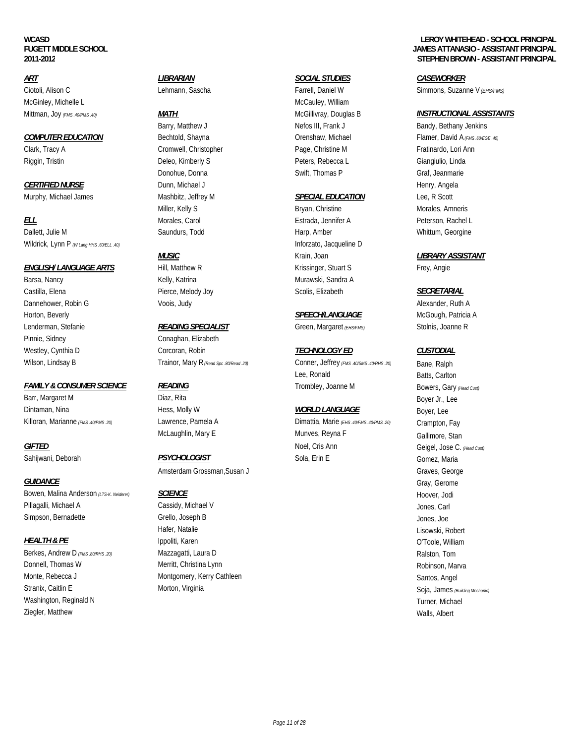**WCASD**
**FUGETT MIDDLE SCHOOL**
**2011-2012**

**LEROY WHITEHEAD - SCHOOL PRINCIPAL**
**JAMES ATTANASIO - ASSISTANT PRINCIPAL**
**STEPHEN BROWN - ASSISTANT PRINCIPAL**

***ART***

Ciotoli, Alison C
McGinley, Michelle L
Mittman, Joy *(FMS .40/PMS .40)*

***COMPUTER EDUCATION***

Clark, Tracy A
Riggin, Tristin

***CERTIFIED NURSE***

Murphy, Michael James

***ELL***

Dallett, Julie M
Wildrick, Lynn P *(W Lang HHS .60/ELL .40)*

***ENGLISH/ LANGUAGE ARTS***

Barsa, Nancy
Castilla, Elena
Dannehower, Robin G
Horton, Beverly
Lenderman, Stefanie
Pinnie, Sidney
Westley, Cynthia D
Wilson, Lindsay B

***FAMILY & CONSUMER SCIENCE***

Barr, Margaret M
Dintaman, Nina
Killoran, Marianne *(FMS .40/PMS .20)*

***GIFTED***

Sahijwani, Deborah

***GUIDANCE***

Bowen, Malina Anderson *(LTS-K. Neiderer)*
Pillagalli, Michael A
Simpson, Bernadette

***HEALTH & PE***

Berkes, Andrew D *(FMS .80/RHS .20)*
Donnell, Thomas W
Monte, Rebecca J
Stranix, Caitlin E
Washington, Reginald N
Ziegler, Matthew

***LIBRARIAN***

Lehmann, Sascha

***MATH***

Barry, Matthew J
Bechtold, Shayna
Cromwell, Christopher
Deleo, Kimberly S
Donohue, Donna
Dunn, Michael J
Mashbitz, Jeffrey M
Miller, Kelly S
Morales, Carol
Saundurs, Todd

***MUSIC***

Hill, Matthew R
Kelly, Katrina
Pierce, Melody Joy
Voois, Judy

***READING SPECIALIST***

Conaghan, Elizabeth
Corcoran, Robin
Trainor, Mary R *(Read Spc .80/Read .20)*

***READING***

Diaz, Rita
Hess, Molly W
Lawrence, Pamela A
McLaughlin, Mary E

***PSYCHOLOGIST***

Amsterdam Grossman,Susan J

***SCIENCE***

Cassidy, Michael V
Grello, Joseph B
Hafer, Natalie
Ippoliti, Karen
Mazzagatti, Laura D
Merritt, Christina Lynn
Montgomery, Kerry Cathleen
Morton, Virginia

***SOCIAL STUDIES***

Farrell, Daniel W
McCauley, William
McGillivray, Douglas B
Nefos III, Frank J
Orenshaw, Michael
Page, Christine M
Peters, Rebecca L
Swift, Thomas P

***SPECIAL EDUCATION***

Bryan, Christine
Estrada, Jennifer A
Harp, Amber
Inforzato, Jacqueline D
Krain, Joan
Krissinger, Stuart S
Murawski, Sandra A
Scolis, Elizabeth

***SPEECH/LANGUAGE***

Green, Margaret *(EHS/FMS)*

***TECHNOLOGY ED***

Conner, Jeffrey *(FMS .40/SMS .40/RHS .20)*
Lee, Ronald
Trombley, Joanne M

***WORLD LANGUAGE***

Dimattia, Marie *(EHS .40/FMS .40/PMS .20)*
Munves, Reyna F
Noel, Cris Ann
Sola, Erin E

***CASEWORKER***

Simmons, Suzanne V *(EHS/FMS)*

***INSTRUCTIONAL ASSISTANTS***

Bandy, Bethany Jenkins
Flamer, David A *(FMS .60/EGE .40)*
Fratinardo, Lori Ann
Giangiulio, Linda
Graf, Jeanmarie
Henry, Angela
Lee, R Scott
Morales, Amneris
Peterson, Rachel L
Whittum, Georgine

***LIBRARY ASSISTANT***

Frey, Angie

***SECRETARIAL***

Alexander, Ruth A
McGough, Patricia A
Stolnis, Joanne R

***CUSTODIAL***

Bane, Ralph
Batts, Carlton
Bowers, Gary *(Head Cust)*
Boyer Jr., Lee
Boyer, Lee
Crampton, Fay
Gallimore, Stan
Geigel, Jose C. *(Head Cust)*
Gomez, Maria
Graves, George
Gray, Gerome
Hoover, Jodi
Jones, Carl
Jones, Joe
Lisowski, Robert
O'Toole, William
Ralston, Tom
Robinson, Marva
Santos, Angel
Soja, James *(Building Mechanic)*
Turner, Michael
Walls, Albert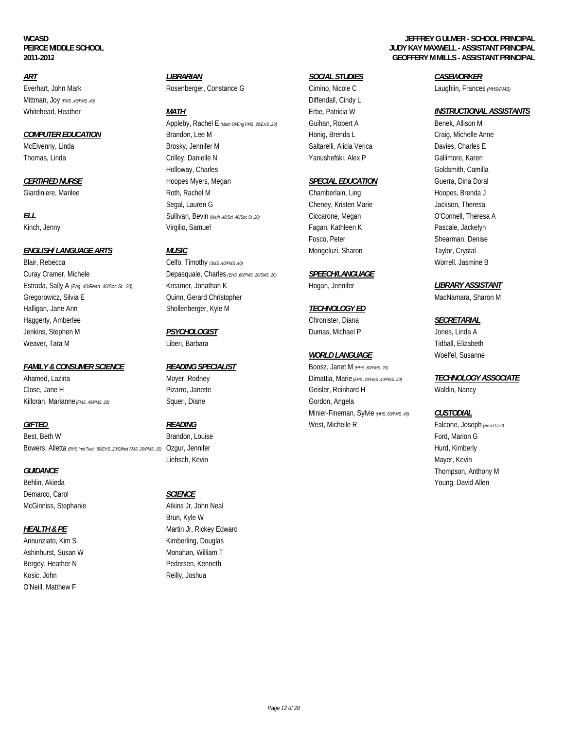**WCASD**
**PEIRCE MIDDLE SCHOOL**
**2011-2012**

**JEFFREY G ULMER - SCHOOL PRINCIPAL**
**JUDY KAY MAXWELL - ASSISTANT PRINCIPAL**
**GEOFFERY M MILLS - ASSISTANT PRINCIPAL**

***ART***

Everhart, John Mark
Mittman, Joy *(FMS .40/PMS .40)*
Whitehead, Heather

***COMPUTER EDUCATION***

McElvenny, Linda
Thomas, Linda

***CERTIFIED NURSE***

Giardiniere, Marilee

***ELL***

Kinch, Jenny

***ENGLISH/ LANGUAGE ARTS***

Blair, Rebecca
Curay Cramer, Michele
Estrada, Sally A *(Eng .40/Read .40/Soc St. .20)*
Gregorowicz, Silvia E
Halligan, Jane Ann
Haggerty, Amberlee
Jenkins, Stephen M
Weaver, Tara M

***FAMILY & CONSUMER SCIENCE***

Ahamed, Lazina
Close, Jane H
Killoran, Marianne *(FMS .40/PMS .20)*

***GIFTED***

Best, Beth W
Bowers, Alletta *(RHS Inst Tech .50/EHS .20/Gifted SMS .20/PMS .10)*

***GUIDANCE***

Behlin, Akieda
Demarco, Carol
McGinniss, Stephanie

***HEALTH & PE***

Annunziato, Kim S
Ashinhurst, Susan W
Bergey, Heather N
Kosic, John
O'Neill, Matthew F

***LIBRARIAN***

Rosenberger, Constance G

***MATH***

Appleby, Rachel E *(Math 60/Eng PMS .20/EHS .20)*
Brandon, Lee M
Brosky, Jennifer M
Crilley, Danielle N
Holloway, Charles
Hoopes Myers, Megan
Roth, Rachel M
Segal, Lauren G
Sullivan, Bevin *(Math .40/Sci .40/Soc St .20)*
Virgilio, Samuel

***MUSIC***

Celfo, Timothy *(SMS .40/PMS .40)*
Depasquale, Charles *(EHS .60/PMS .20/SMS .20)*
Kreamer, Jonathan K
Quinn, Gerard Christopher
Shollenberger, Kyle M

***PSYCHOLOGIST***

Liberi, Barbara

***READING SPECIALIST***

Moyer, Rodney
Pizarro, Janette
Squeri, Diane

***READING***

Brandon, Louise
Ozgur, Jennifer
Liebsch, Kevin

***SCIENCE***

Atkins Jr, John Neal
Brun, Kyle W
Martin Jr, Rickey Edward
Kimberling, Douglas
Monahan, William T
Pedersen, Kenneth
Reilly, Joshua

***SOCIAL STUDIES***

Cimino, Nicole C
Diffendall, Cindy L
Erbe, Patricia W
Guihan, Robert A
Honig, Brenda L
Saltarelli, Alicia Verica
Yanushefski, Alex P

***SPECIAL EDUCATION***

Chamberlain, Ling
Cheney, Kristen Marie
Ciccarone, Megan
Fagan, Kathleen K
Fosco, Peter
Mongeluzi, Sharon

***SPEECH/LANGUAGE***

Hogan, Jennifer

***TECHNOLOGY ED***

Chronister, Diana
Dumas, Michael P

***WORLD LANGUAGE***

Boosz, Janet M *(HHS .80/PMS .20)*
Dimattia, Marie *(EHS .40/FMS .40/PMS .20)*
Geisler, Reinhard H
Gordon, Angela
Minier-Fineman, Sylvie *(HHS .60/PMS .40)*
West, Michelle R

***CASEWORKER***

Laughlin, Frances *(HHS/PMS)*

***INSTRUCTIONAL ASSISTANTS***

Benek, Allison M
Craig, Michelle Anne
Davies, Charles E
Gallimore, Karen
Goldsmith, Camilla
Guerra, Dina Doral
Hoopes, Brenda J
Jackson, Theresa
O'Connell, Theresa A
Pascale, Jackelyn
Shearman, Denise
Taylor, Crystal
Worrell, Jasmine B

***LIBRARY ASSISTANT***

MacNamara, Sharon M

***SECRETARIAL***

Jones, Linda A
Tidball, Elizabeth
Woelfel, Susanne

***TECHNOLOGY ASSOCIATE***

Waldin, Nancy

***CUSTODIAL***

Falcone, Joseph *(Head Cust)*
Ford, Marion G
Hurd, Kimberly
Mayer, Kevin
Thompson, Anthony M
Young, David Allen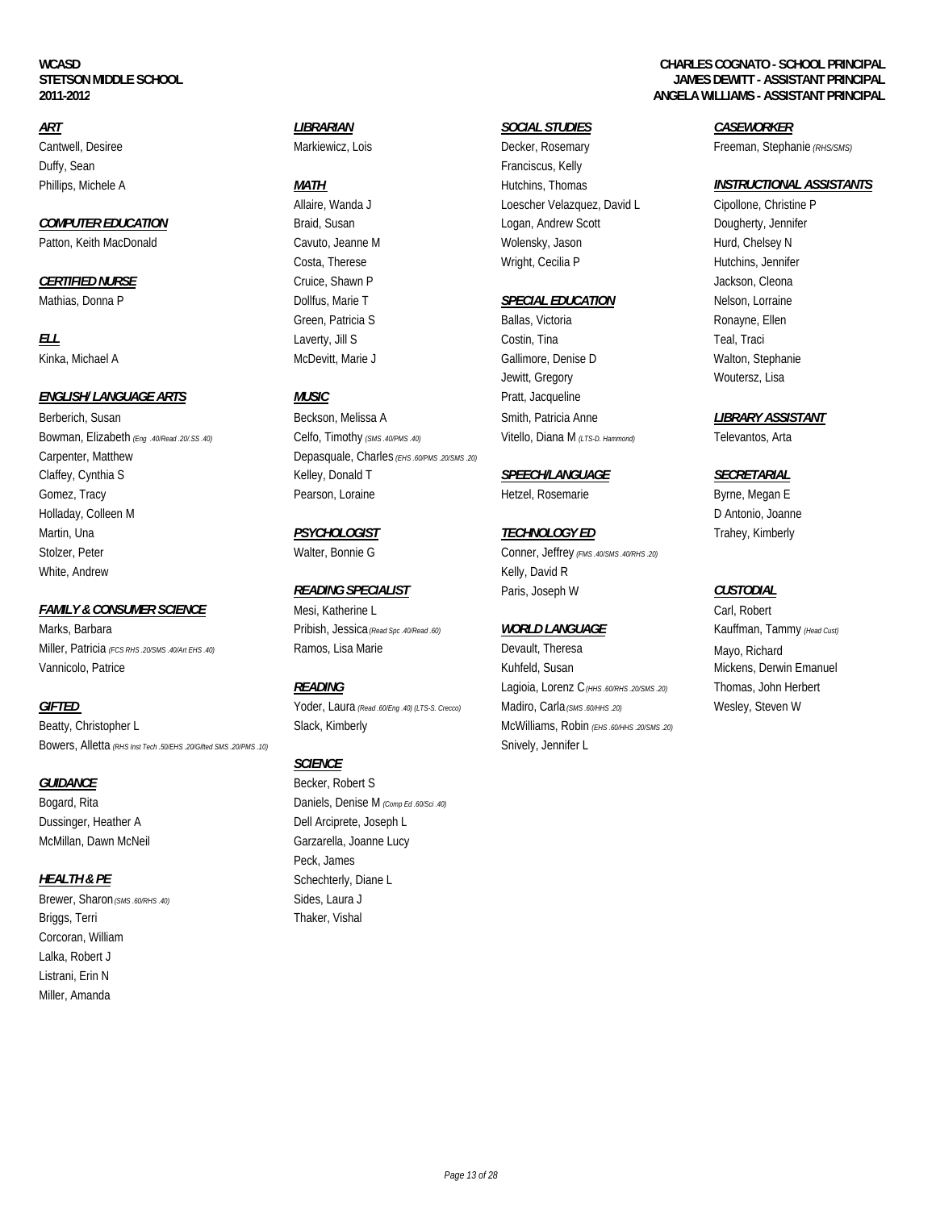**WCASD**
**STETSON MIDDLE SCHOOL**
**2011-2012**

**CHARLES COGNATO - SCHOOL PRINCIPAL**
**JAMES DEWITT - ASSISTANT PRINCIPAL**
**ANGELA WILLIAMS - ASSISTANT PRINCIPAL**

***ART***

Cantwell, Desiree
Duffy, Sean
Phillips, Michele A

***COMPUTER EDUCATION***

Patton, Keith MacDonald

***CERTIFIED NURSE***

Mathias, Donna P

***ELL***

Kinka, Michael A

***ENGLISH/ LANGUAGE ARTS***

Berberich, Susan
Bowman, Elizabeth *(Eng .40/Read .20/.SS .40)*
Carpenter, Matthew
Claffey, Cynthia S
Gomez, Tracy
Holladay, Colleen M
Martin, Una
Stolzer, Peter
White, Andrew

***FAMILY & CONSUMER SCIENCE***

Marks, Barbara
Miller, Patricia *(FCS RHS .20/SMS .40/Art EHS .40)*
Vannicolo, Patrice

***GIFTED***

Beatty, Christopher L
Bowers, Alletta *(RHS Inst Tech .50/EHS .20/Gifted SMS .20/PMS .10)*

***GUIDANCE***

Bogard, Rita
Dussinger, Heather A
McMillan, Dawn McNeil

***HEALTH & PE***

Brewer, Sharon *(SMS .60/RHS .40)*
Briggs, Terri
Corcoran, William
Lalka, Robert J
Listrani, Erin N
Miller, Amanda

***LIBRARIAN***

Markiewicz, Lois

***MATH***

Allaire, Wanda J
Braid, Susan
Cavuto, Jeanne M
Costa, Therese
Cruice, Shawn P
Dollfus, Marie T
Green, Patricia S
Laverty, Jill S
McDevitt, Marie J

***MUSIC***

Beckson, Melissa A
Celfo, Timothy *(SMS .40/PMS .40)*
Depasquale, Charles *(EHS .60/PMS .20/SMS .20)*
Kelley, Donald T
Pearson, Loraine

***PSYCHOLOGIST***

Walter, Bonnie G

***READING SPECIALIST***

Mesi, Katherine L
Pribish, Jessica *(Read Spc .40/Read .60)*
Ramos, Lisa Marie

***READING***

Yoder, Laura *(Read .60/Eng .40) (LTS-S. Crecco)*
Slack, Kimberly

***SCIENCE***

Becker, Robert S
Daniels, Denise M *(Comp Ed .60/Sci .40)*
Dell Arciprete, Joseph L
Garzarella, Joanne Lucy
Peck, James
Schechterly, Diane L
Sides, Laura J
Thaker, Vishal

***SOCIAL STUDIES***

Decker, Rosemary
Franciscus, Kelly
Hutchins, Thomas
Loescher Velazquez, David L
Logan, Andrew Scott
Wolensky, Jason
Wright, Cecilia P

***SPECIAL EDUCATION***

Ballas, Victoria
Costin, Tina
Gallimore, Denise D
Jewitt, Gregory
Pratt, Jacqueline
Smith, Patricia Anne
Vitello, Diana M *(LTS-D. Hammond)*

***SPEECH/LANGUAGE***

Hetzel, Rosemarie

***TECHNOLOGY ED***

Conner, Jeffrey *(FMS .40/SMS .40/RHS .20)*
Kelly, David R
Paris, Joseph W

***WORLD LANGUAGE***

Devault, Theresa
Kuhfeld, Susan
Lagioia, Lorenz C *(HHS .60/RHS .20/SMS .20)*
Madiro, Carla *(SMS .60/HHS .20)*
McWilliams, Robin *(EHS .60/HHS .20/SMS .20)*
Snively, Jennifer L

***CASEWORKER***

Freeman, Stephanie *(RHS/SMS)*

***INSTRUCTIONAL ASSISTANTS***

Cipollone, Christine P
Dougherty, Jennifer
Hurd, Chelsey N
Hutchins, Jennifer
Jackson, Cleona
Nelson, Lorraine
Ronayne, Ellen
Teal, Traci
Walton, Stephanie
Woutersz, Lisa

***LIBRARY ASSISTANT***

Televantos, Arta

***SECRETARIAL***

Byrne, Megan E
D Antonio, Joanne
Trahey, Kimberly

***CUSTODIAL***

Carl, Robert
Kauffman, Tammy *(Head Cust)*
Mayo, Richard
Mickens, Derwin Emanuel
Thomas, John Herbert
Wesley, Steven W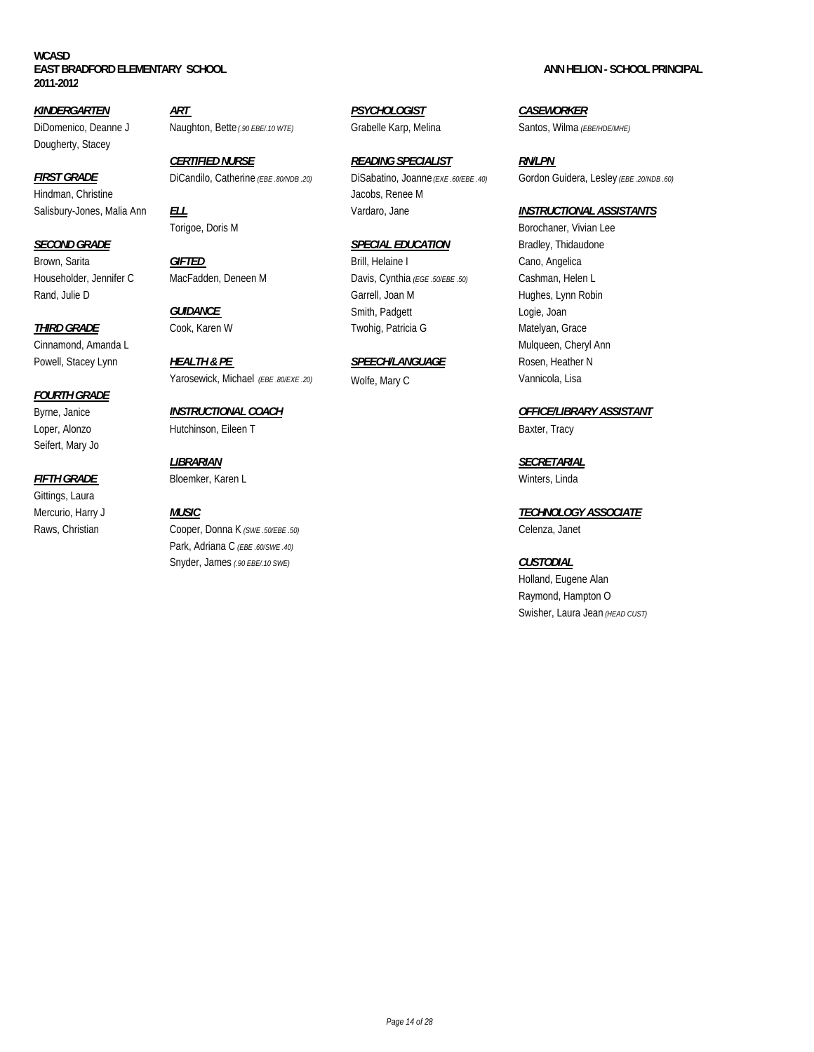**WCASD**
**EAST BRADFORD ELEMENTARY SCHOOL** **ANN HELION - SCHOOL PRINCIPAL**
**2011-2012**

***KINDERGARTEN***
DiDomenico, Deanne J
Dougherty, Stacey

***FIRST GRADE***
Hindman, Christine
Salisbury-Jones, Malia Ann

***SECOND GRADE***
Brown, Sarita
Householder, Jennifer C
Rand, Julie D

***THIRD GRADE***
Cinnamond, Amanda L
Powell, Stacey Lynn

***FOURTH GRADE***
Byrne, Janice
Loper, Alonzo
Seifert, Mary Jo

***FIFTH GRADE***
Gittings, Laura
Mercurio, Harry J
Raws, Christian

***ART***
Naughton, Bette *(.90 EBE/.10 WTE)*

***CERTIFIED NURSE***
DiCandilo, Catherine *(EBE .80/NDB .20)*

***ELL***
Torigoe, Doris M

***GIFTED***
MacFadden, Deneen M

***GUIDANCE***
Cook, Karen W

***HEALTH & PE***
Yarosewick, Michael *(EBE .80/EXE .20)*

***INSTRUCTIONAL COACH***
Hutchinson, Eileen T

***LIBRARIAN***
Bloemker, Karen L

***MUSIC***
Cooper, Donna K *(SWE .50/EBE .50)*
Park, Adriana C *(EBE .60/SWE .40)*
Snyder, James *(.90 EBE/.10 SWE)*

***PSYCHOLOGIST***
Grabelle Karp, Melina

***READING SPECIALIST***
DiSabatino, Joanne *(EXE .60/EBE .40)*
Jacobs, Renee M
Vardaro, Jane

***SPECIAL EDUCATION***
Brill, Helaine I
Davis, Cynthia *(EGE .50/EBE .50)*
Garrell, Joan M
Smith, Padgett
Twohig, Patricia G

***SPEECH/LANGUAGE***
Wolfe, Mary C

***CASEWORKER***
Santos, Wilma *(EBE/HDE/MHE)*

***RN/LPN***
Gordon Guidera, Lesley *(EBE .20/NDB .60)*

***INSTRUCTIONAL ASSISTANTS***
Borochaner, Vivian Lee
Bradley, Thidaudone
Cano, Angelica
Cashman, Helen L
Hughes, Lynn Robin
Logie, Joan
Matelyan, Grace
Mulqueen, Cheryl Ann
Rosen, Heather N
Vannicola, Lisa

***OFFICE/LIBRARY ASSISTANT***
Baxter, Tracy

***SECRETARIAL***
Winters, Linda

***TECHNOLOGY ASSOCIATE***
Celenza, Janet

***CUSTODIAL***
Holland, Eugene Alan
Raymond, Hampton O
Swisher, Laura Jean *(HEAD CUST)*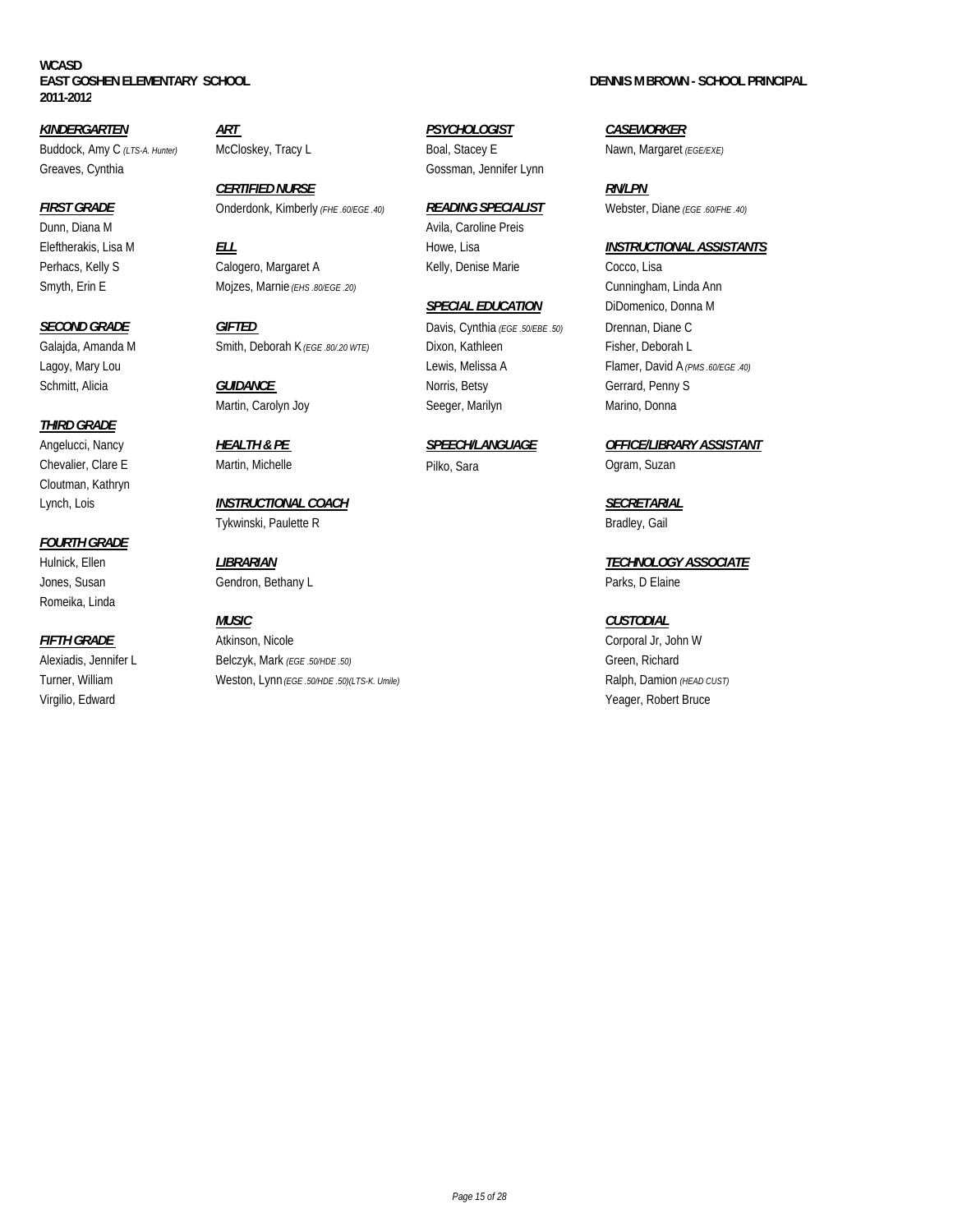**WCASD**
**EAST GOSHEN ELEMENTARY SCHOOL** **DENNIS M BROWN - SCHOOL PRINCIPAL**
**2011-2012**

***KINDERGARTEN***
Buddock, Amy C *(LTS-A. Hunter)*
Greaves, Cynthia

***FIRST GRADE***
Dunn, Diana M
Eleftherakis, Lisa M
Perhacs, Kelly S
Smyth, Erin E

***SECOND GRADE***
Galajda, Amanda M
Lagoy, Mary Lou
Schmitt, Alicia

***THIRD GRADE***
Angelucci, Nancy
Chevalier, Clare E
Cloutman, Kathryn
Lynch, Lois

***FOURTH GRADE***
Hulnick, Ellen
Jones, Susan
Romeika, Linda

***FIFTH GRADE***
Alexiadis, Jennifer L
Turner, William
Virgilio, Edward

***ART***
McCloskey, Tracy L

***CERTIFIED NURSE***
Onderdonk, Kimberly *(FHE .60/EGE .40)*

***ELL***
Calogero, Margaret A
Mojzes, Marnie *(EHS .80/EGE .20)*

***GIFTED***
Smith, Deborah K *(EGE .80/.20 WTE)*

***GUIDANCE***
Martin, Carolyn Joy

***HEALTH & PE***
Martin, Michelle

***INSTRUCTIONAL COACH***
Tykwinski, Paulette R

***LIBRARIAN***
Gendron, Bethany L

***MUSIC***
Atkinson, Nicole
Belczyk, Mark *(EGE .50/HDE .50)*
Weston, Lynn *(EGE .50/HDE .50)(LTS-K. Umile)*

***PSYCHOLOGIST***
Boal, Stacey E
Gossman, Jennifer Lynn

***READING SPECIALIST***
Avila, Caroline Preis
Howe, Lisa
Kelly, Denise Marie

***SPECIAL EDUCATION***
Davis, Cynthia *(EGE .50/EBE .50)*
Dixon, Kathleen
Lewis, Melissa A
Norris, Betsy
Seeger, Marilyn

***SPEECH/LANGUAGE***
Pilko, Sara

***CASEWORKER***
Nawn, Margaret *(EGE/EXE)*

***RN/LPN***
Webster, Diane *(EGE .60/FHE .40)*

***INSTRUCTIONAL ASSISTANTS***
Cocco, Lisa
Cunningham, Linda Ann
DiDomenico, Donna M
Drennan, Diane C
Fisher, Deborah L
Flamer, David A *(PMS .60/EGE .40)*
Gerrard, Penny S
Marino, Donna

***OFFICE/LIBRARY ASSISTANT***
Ogram, Suzan

***SECRETARIAL***
Bradley, Gail

***TECHNOLOGY ASSOCIATE***
Parks, D Elaine

***CUSTODIAL***
Corporal Jr, John W
Green, Richard
Ralph, Damion *(HEAD CUST)*
Yeager, Robert Bruce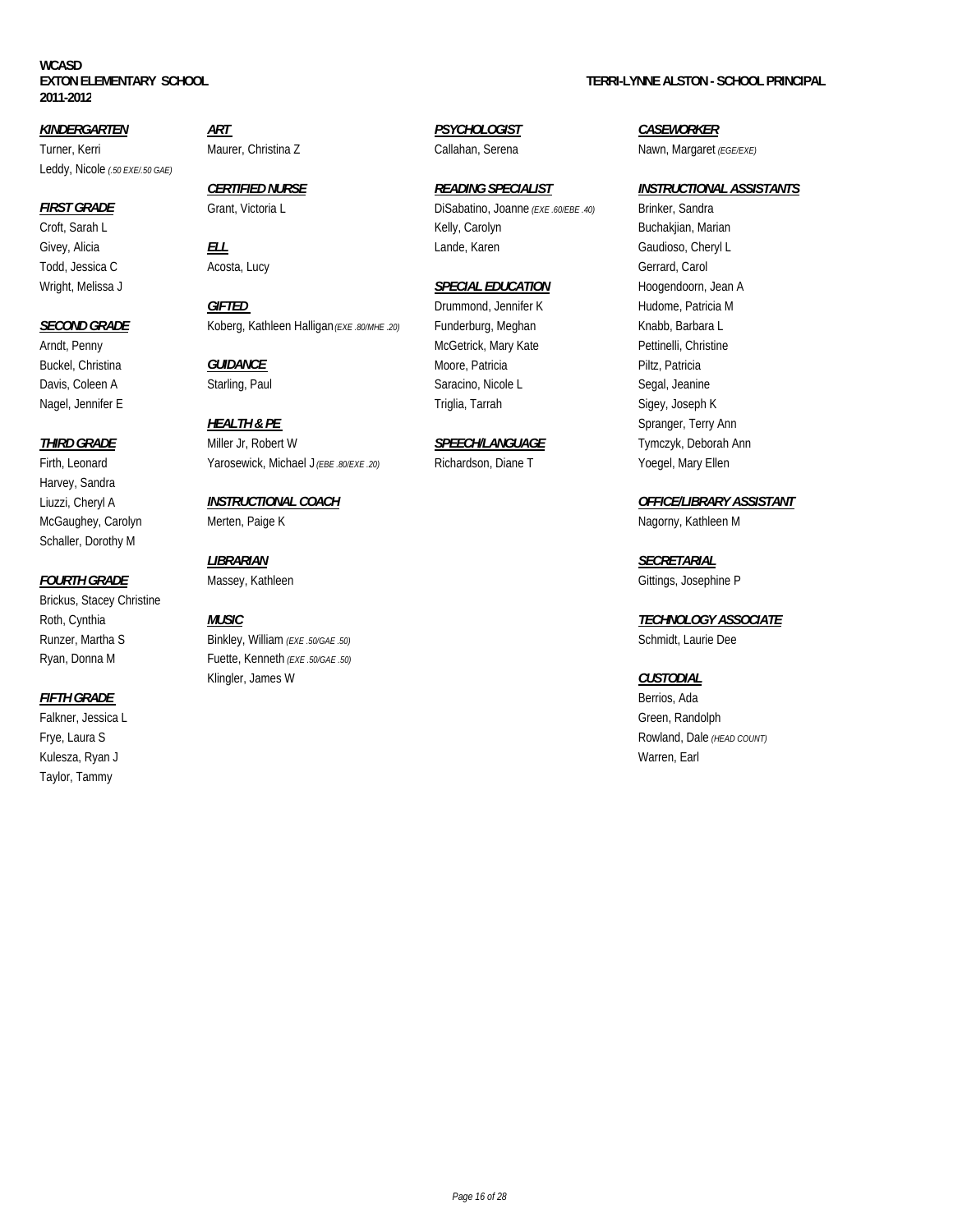**WCASD**
**EXTON ELEMENTARY SCHOOL**
**2011-2012**

**TERRI-LYNNE ALSTON - SCHOOL PRINCIPAL**

***KINDERGARTEN***

Turner, Kerri
Leddy, Nicole *(.50 EXE/.50 GAE)*

***FIRST GRADE***

Croft, Sarah L
Givey, Alicia
Todd, Jessica C
Wright, Melissa J

***SECOND GRADE***

Arndt, Penny
Buckel, Christina
Davis, Coleen A
Nagel, Jennifer E

***THIRD GRADE***

Firth, Leonard
Harvey, Sandra
Liuzzi, Cheryl A
McGaughey, Carolyn
Schaller, Dorothy M

***FOURTH GRADE***

Brickus, Stacey Christine
Roth, Cynthia
Runzer, Martha S
Ryan, Donna M

***FIFTH GRADE***

Falkner, Jessica L
Frye, Laura S
Kulesza, Ryan J
Taylor, Tammy

***ART***

Maurer, Christina Z

***CERTIFIED NURSE***

Grant, Victoria L

***ELL***

Acosta, Lucy

***GIFTED***

Koberg, Kathleen Halligan *(EXE .80/MHE .20)*

***GUIDANCE***

Starling, Paul

***HEALTH & PE***

Miller Jr, Robert W
Yarosewick, Michael J *(EBE .80/EXE .20)*

***INSTRUCTIONAL COACH***

Merten, Paige K

***LIBRARIAN***

Massey, Kathleen

***MUSIC***

Binkley, William *(EXE .50/GAE .50)*
Fuette, Kenneth *(EXE .50/GAE .50)*
Klingler, James W

***PSYCHOLOGIST***

Callahan, Serena

***READING SPECIALIST***

DiSabatino, Joanne *(EXE .60/EBE .40)*
Kelly, Carolyn
Lande, Karen

***SPECIAL EDUCATION***

Drummond, Jennifer K
Funderburg, Meghan
McGetrick, Mary Kate
Moore, Patricia
Saracino, Nicole L
Triglia, Tarrah

***SPEECH/LANGUAGE***

Richardson, Diane T

***CASEWORKER***

Nawn, Margaret *(EGE/EXE)*

***INSTRUCTIONAL ASSISTANTS***

Brinker, Sandra
Buchakjian, Marian
Gaudioso, Cheryl L
Gerrard, Carol
Hoogendoorn, Jean A
Hudome, Patricia M
Knabb, Barbara L
Pettinelli, Christine
Piltz, Patricia
Segal, Jeanine
Sigey, Joseph K
Spranger, Terry Ann
Tymczyk, Deborah Ann
Yoegel, Mary Ellen

***OFFICE/LIBRARY ASSISTANT***

Nagorny, Kathleen M

***SECRETARIAL***

Gittings, Josephine P

***TECHNOLOGY ASSOCIATE***

Schmidt, Laurie Dee

***CUSTODIAL***

Berrios, Ada
Green, Randolph
Rowland, Dale *(HEAD COUNT)*
Warren, Earl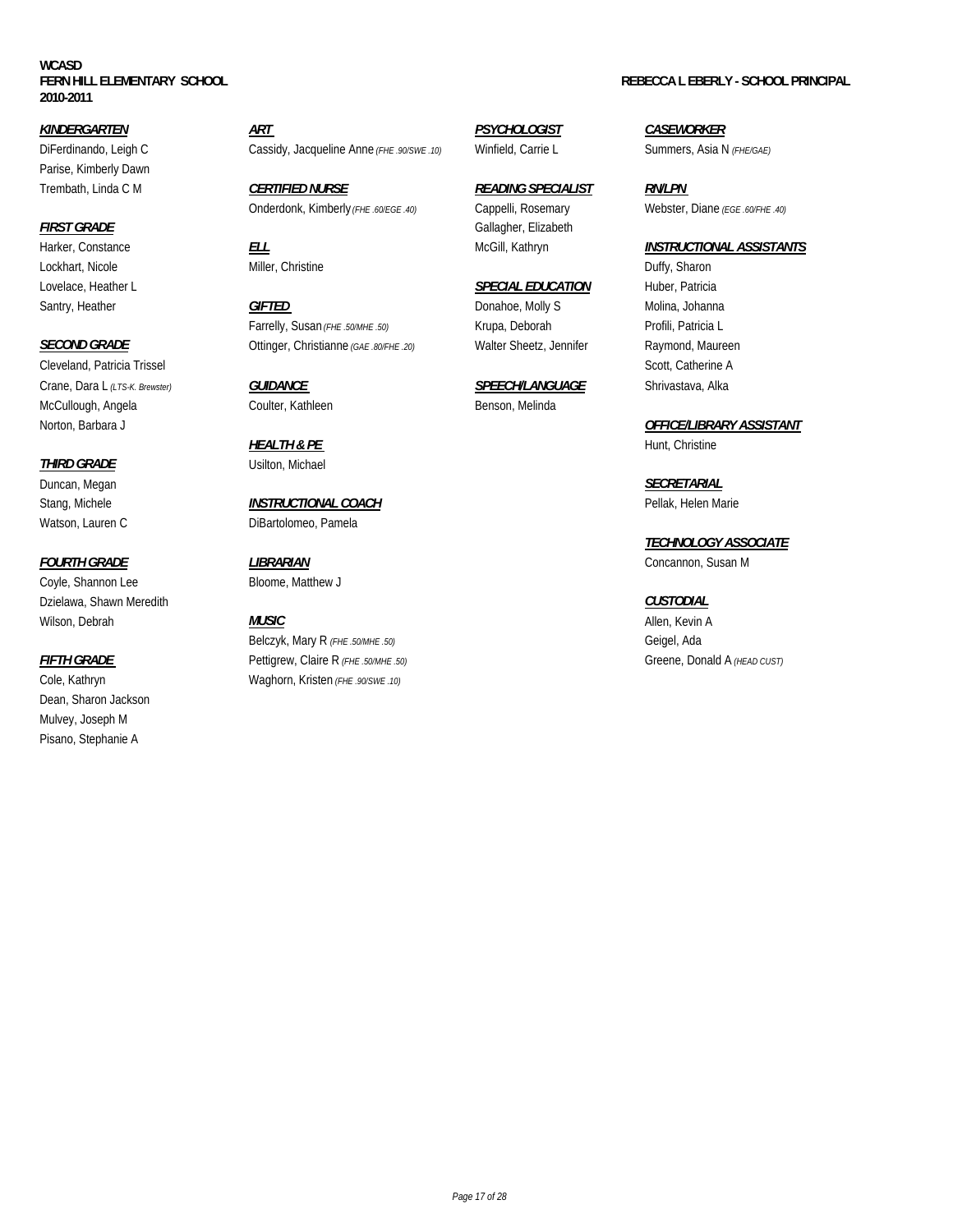**WCASD**
**FERN HILL ELEMENTARY SCHOOL** — **REBECCA L EBERLY - SCHOOL PRINCIPAL**
**2010-2011**

***KINDERGARTEN***
DiFerdinando, Leigh C
Parise, Kimberly Dawn
Trembath, Linda C M

***FIRST GRADE***
Harker, Constance
Lockhart, Nicole
Lovelace, Heather L
Santry, Heather

***SECOND GRADE***
Cleveland, Patricia Trissel
Crane, Dara L *(LTS-K. Brewster)*
McCullough, Angela
Norton, Barbara J

***THIRD GRADE***
Duncan, Megan
Stang, Michele
Watson, Lauren C

***FOURTH GRADE***
Coyle, Shannon Lee
Dzielawa, Shawn Meredith
Wilson, Debrah

***FIFTH GRADE***
Cole, Kathryn
Dean, Sharon Jackson
Mulvey, Joseph M
Pisano, Stephanie A

***ART***
Cassidy, Jacqueline Anne *(FHE .90/SWE .10)*

***CERTIFIED NURSE***
Onderdonk, Kimberly *(FHE .60/EGE .40)*

***ELL***
Miller, Christine

***GIFTED***
Farrelly, Susan *(FHE .50/MHE .50)*
Ottinger, Christianne *(GAE .80/FHE .20)*

***GUIDANCE***
Coulter, Kathleen

***HEALTH & PE***
Usilton, Michael

***INSTRUCTIONAL COACH***
DiBartolomeo, Pamela

***LIBRARIAN***
Bloome, Matthew J

***MUSIC***
Belczyk, Mary R *(FHE .50/MHE .50)*
Pettigrew, Claire R *(FHE .50/MHE .50)*
Waghorn, Kristen *(FHE .90/SWE .10)*

***PSYCHOLOGIST***
Winfield, Carrie L

***READING SPECIALIST***
Cappelli, Rosemary
Gallagher, Elizabeth
McGill, Kathryn

***SPECIAL EDUCATION***
Donahoe, Molly S
Krupa, Deborah
Walter Sheetz, Jennifer

***SPEECH/LANGUAGE***
Benson, Melinda

***CASEWORKER***
Summers, Asia N *(FHE/GAE)*

***RN/LPN***
Webster, Diane *(EGE .60/FHE .40)*

***INSTRUCTIONAL ASSISTANTS***
Duffy, Sharon
Huber, Patricia
Molina, Johanna
Profili, Patricia L
Raymond, Maureen
Scott, Catherine A
Shrivastava, Alka

***OFFICE/LIBRARY ASSISTANT***
Hunt, Christine

***SECRETARIAL***
Pellak, Helen Marie

***TECHNOLOGY ASSOCIATE***
Concannon, Susan M

***CUSTODIAL***
Allen, Kevin A
Geigel, Ada
Greene, Donald A *(HEAD CUST)*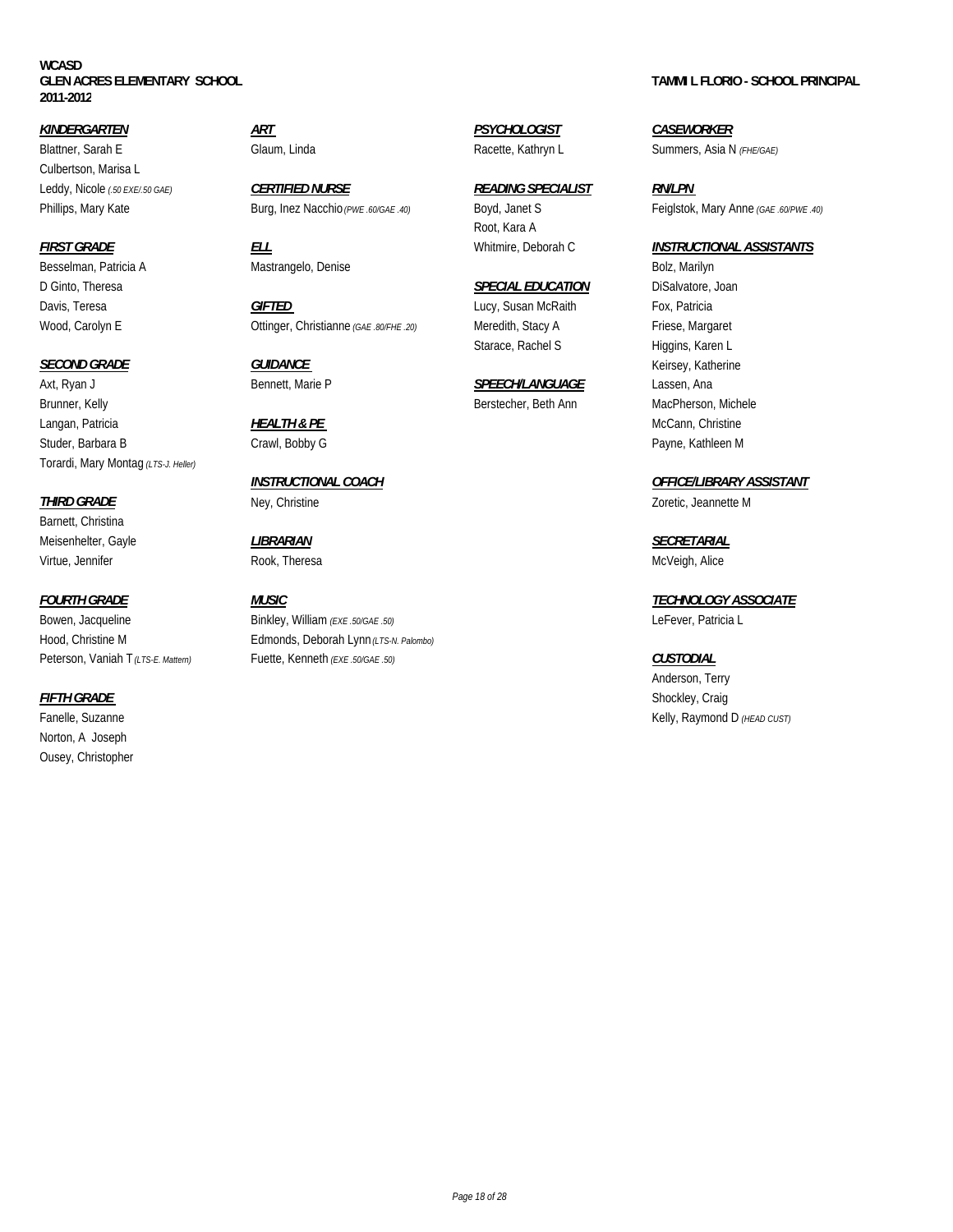**WCASD**
**GLEN ACRES ELEMENTARY SCHOOL**
**2011-2012**

**TAMMI L FLORIO - SCHOOL PRINCIPAL**

***KINDERGARTEN***

Blattner, Sarah E
Culbertson, Marisa L
Leddy, Nicole *(.50 EXE/.50 GAE)*
Phillips, Mary Kate

***FIRST GRADE***

Besselman, Patricia A
D Ginto, Theresa
Davis, Teresa
Wood, Carolyn E

***SECOND GRADE***

Axt, Ryan J
Brunner, Kelly
Langan, Patricia
Studer, Barbara B
Torardi, Mary Montag *(LTS-J. Heller)*

***THIRD GRADE***

Barnett, Christina
Meisenhelter, Gayle
Virtue, Jennifer

***FOURTH GRADE***

Bowen, Jacqueline
Hood, Christine M
Peterson, Vaniah T *(LTS-E. Mattern)*

***FIFTH GRADE***

Fanelle, Suzanne
Norton, A Joseph
Ousey, Christopher

***ART***

Glaum, Linda

***CERTIFIED NURSE***

Burg, Inez Nacchio *(PWE .60/GAE .40)*

***ELL***

Mastrangelo, Denise

***GIFTED***

Ottinger, Christianne *(GAE .80/FHE .20)*

***GUIDANCE***

Bennett, Marie P

***HEALTH & PE***

Crawl, Bobby G

***INSTRUCTIONAL COACH***

Ney, Christine

***LIBRARIAN***

Rook, Theresa

***MUSIC***

Binkley, William *(EXE .50/GAE .50)*
Edmonds, Deborah Lynn *(LTS-N. Palombo)*
Fuette, Kenneth *(EXE .50/GAE .50)*

***PSYCHOLOGIST***

Racette, Kathryn L

***READING SPECIALIST***

Boyd, Janet S
Root, Kara A
Whitmire, Deborah C

***SPECIAL EDUCATION***

Lucy, Susan McRaith
Meredith, Stacy A
Starace, Rachel S

***SPEECH/LANGUAGE***

Berstecher, Beth Ann

***CASEWORKER***

Summers, Asia N *(FHE/GAE)*

***RN/LPN***

Feiglstok, Mary Anne *(GAE .60/PWE .40)*

***INSTRUCTIONAL ASSISTANTS***

Bolz, Marilyn
DiSalvatore, Joan
Fox, Patricia
Friese, Margaret
Higgins, Karen L
Keirsey, Katherine
Lassen, Ana
MacPherson, Michele
McCann, Christine
Payne, Kathleen M

***OFFICE/LIBRARY ASSISTANT***

Zoretic, Jeannette M

***SECRETARIAL***

McVeigh, Alice

***TECHNOLOGY ASSOCIATE***

LeFever, Patricia L

***CUSTODIAL***

Anderson, Terry
Shockley, Craig
Kelly, Raymond D *(HEAD CUST)*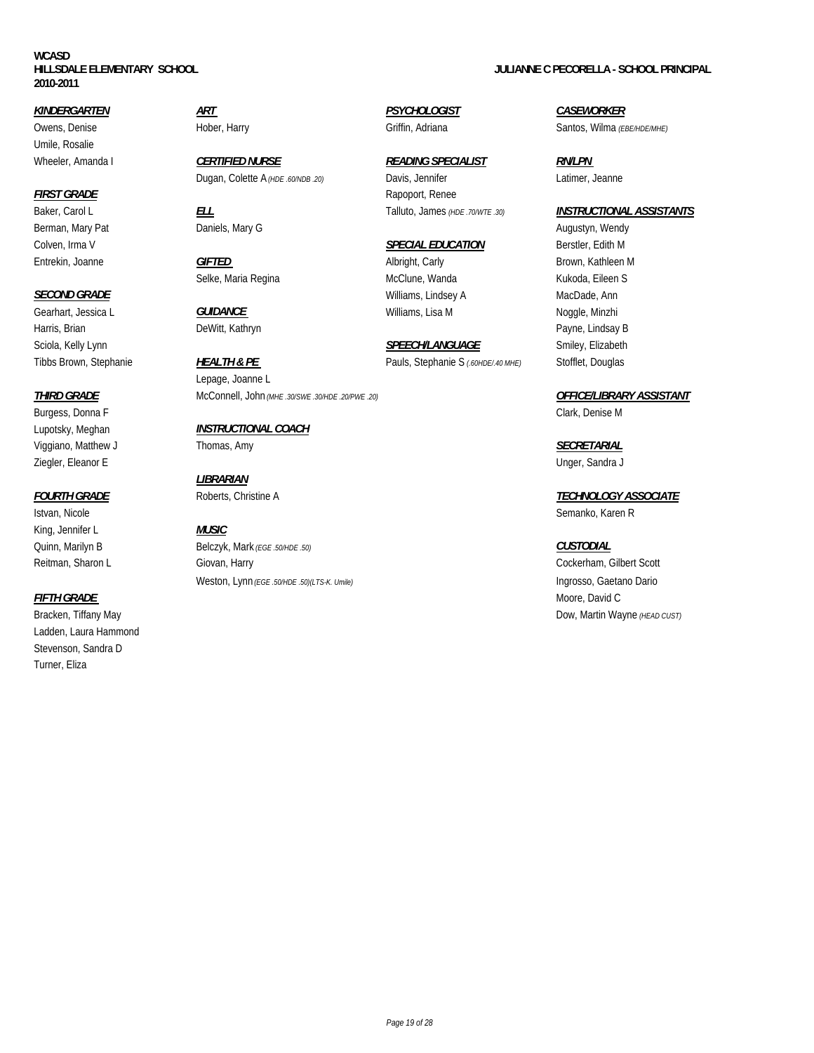**WCASD**
**HILLSDALE ELEMENTARY SCHOOL** — **JULIANNE C PECORELLA - SCHOOL PRINCIPAL**
**2010-2011**

***KINDERGARTEN***
Owens, Denise
Umile, Rosalie
Wheeler, Amanda I

***FIRST GRADE***
Baker, Carol L
Berman, Mary Pat
Colven, Irma V
Entrekin, Joanne

***SECOND GRADE***
Gearhart, Jessica L
Harris, Brian
Sciola, Kelly Lynn
Tibbs Brown, Stephanie

***THIRD GRADE***
Burgess, Donna F
Lupotsky, Meghan
Viggiano, Matthew J
Ziegler, Eleanor E

***FOURTH GRADE***
Istvan, Nicole
King, Jennifer L
Quinn, Marilyn B
Reitman, Sharon L

***FIFTH GRADE***
Bracken, Tiffany May
Ladden, Laura Hammond
Stevenson, Sandra D
Turner, Eliza

***ART***
Hober, Harry

***CERTIFIED NURSE***
Dugan, Colette A *(HDE .60/NDB .20)*

***ELL***
Daniels, Mary G

***GIFTED***
Selke, Maria Regina

***GUIDANCE***
DeWitt, Kathryn

***HEALTH & PE***
Lepage, Joanne L
McConnell, John *(MHE .30/SWE .30/HDE .20/PWE .20)*

***INSTRUCTIONAL COACH***
Thomas, Amy

***LIBRARIAN***
Roberts, Christine A

***MUSIC***
Belczyk, Mark *(EGE .50/HDE .50)*
Giovan, Harry
Weston, Lynn *(EGE .50/HDE .50)(LTS-K. Umile)*

***PSYCHOLOGIST***
Griffin, Adriana

***READING SPECIALIST***
Davis, Jennifer
Rapoport, Renee
Talluto, James *(HDE .70/WTE .30)*

***SPECIAL EDUCATION***
Albright, Carly
McClune, Wanda
Williams, Lindsey A
Williams, Lisa M

***SPEECH/LANGUAGE***
Pauls, Stephanie S *(.60HDE/.40 MHE)*

***CASEWORKER***
Santos, Wilma *(EBE/HDE/MHE)*

***RN/LPN***
Latimer, Jeanne

***INSTRUCTIONAL ASSISTANTS***
Augustyn, Wendy
Berstler, Edith M
Brown, Kathleen M
Kukoda, Eileen S
MacDade, Ann
Noggle, Minzhi
Payne, Lindsay B
Smiley, Elizabeth
Stofflet, Douglas

***OFFICE/LIBRARY ASSISTANT***
Clark, Denise M

***SECRETARIAL***
Unger, Sandra J

***TECHNOLOGY ASSOCIATE***
Semanko, Karen R

***CUSTODIAL***
Cockerham, Gilbert Scott
Ingrosso, Gaetano Dario
Moore, David C
Dow, Martin Wayne *(HEAD CUST)*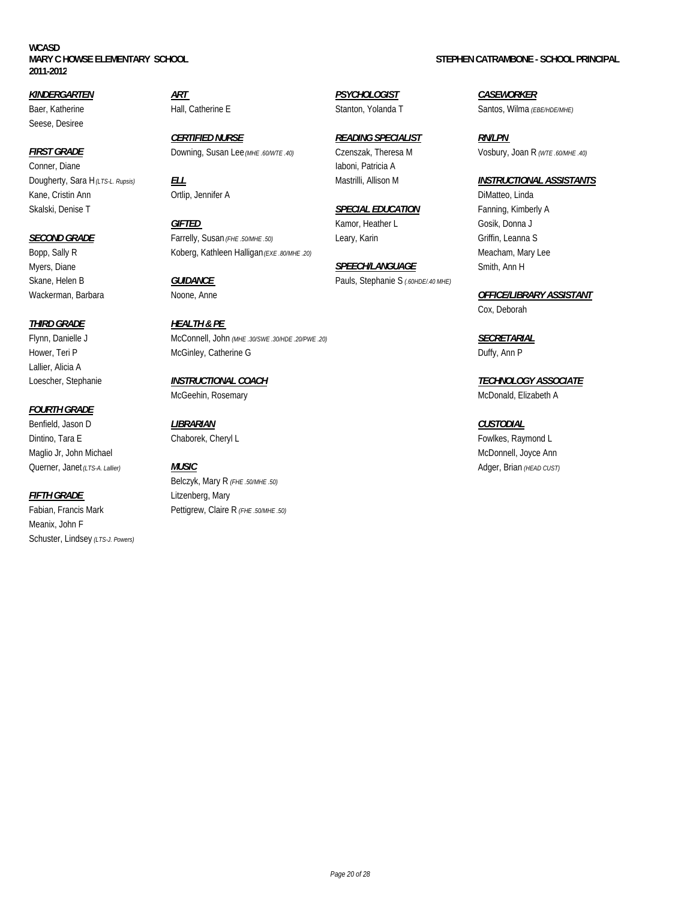**WCASD**
**MARY C HOWSE ELEMENTARY SCHOOL**
**2011-2012**

**STEPHEN CATRAMBONE - SCHOOL PRINCIPAL**

***KINDERGARTEN***
Baer, Katherine
Seese, Desiree

***FIRST GRADE***
Conner, Diane
Dougherty, Sara H *(LTS-L. Rupsis)*
Kane, Cristin Ann
Skalski, Denise T

***SECOND GRADE***
Bopp, Sally R
Myers, Diane
Skane, Helen B
Wackerman, Barbara

***THIRD GRADE***
Flynn, Danielle J
Hower, Teri P
Lallier, Alicia A
Loescher, Stephanie

***FOURTH GRADE***
Benfield, Jason D
Dintino, Tara E
Maglio Jr, John Michael
Querner, Janet *(LTS-A. Lallier)*

***FIFTH GRADE***
Fabian, Francis Mark
Meanix, John F
Schuster, Lindsey *(LTS-J. Powers)*

***ART***
Hall, Catherine E

***CERTIFIED NURSE***
Downing, Susan Lee *(MHE .60/WTE .40)*

***ELL***
Ortlip, Jennifer A

***GIFTED***
Farrelly, Susan *(FHE .50/MHE .50)*
Koberg, Kathleen Halligan *(EXE .80/MHE .20)*

***GUIDANCE***
Noone, Anne

***HEALTH & PE***
McConnell, John *(MHE .30/SWE .30/HDE .20/PWE .20)*
McGinley, Catherine G

***INSTRUCTIONAL COACH***
McGeehin, Rosemary

***LIBRARIAN***
Chaborek, Cheryl L

***MUSIC***
Belczyk, Mary R *(FHE .50/MHE .50)*
Litzenberg, Mary
Pettigrew, Claire R *(FHE .50/MHE .50)*

***PSYCHOLOGIST***
Stanton, Yolanda T

***READING SPECIALIST***
Czenszak, Theresa M
Iaboni, Patricia A
Mastrilli, Allison M

***SPECIAL EDUCATION***
Kamor, Heather L
Leary, Karin

***SPEECH/LANGUAGE***
Pauls, Stephanie S *(.60HDE/.40 MHE)*

***CASEWORKER***
Santos, Wilma *(EBE/HDE/MHE)*

***RN/LPN***
Vosbury, Joan R *(WTE .60/MHE .40)*

***INSTRUCTIONAL ASSISTANTS***
DiMatteo, Linda
Fanning, Kimberly A
Gosik, Donna J
Griffin, Leanna S
Meacham, Mary Lee
Smith, Ann H

***OFFICE/LIBRARY ASSISTANT***
Cox, Deborah

***SECRETARIAL***
Duffy, Ann P

***TECHNOLOGY ASSOCIATE***
McDonald, Elizabeth A

***CUSTODIAL***
Fowlkes, Raymond L
McDonnell, Joyce Ann
Adger, Brian *(HEAD CUST)*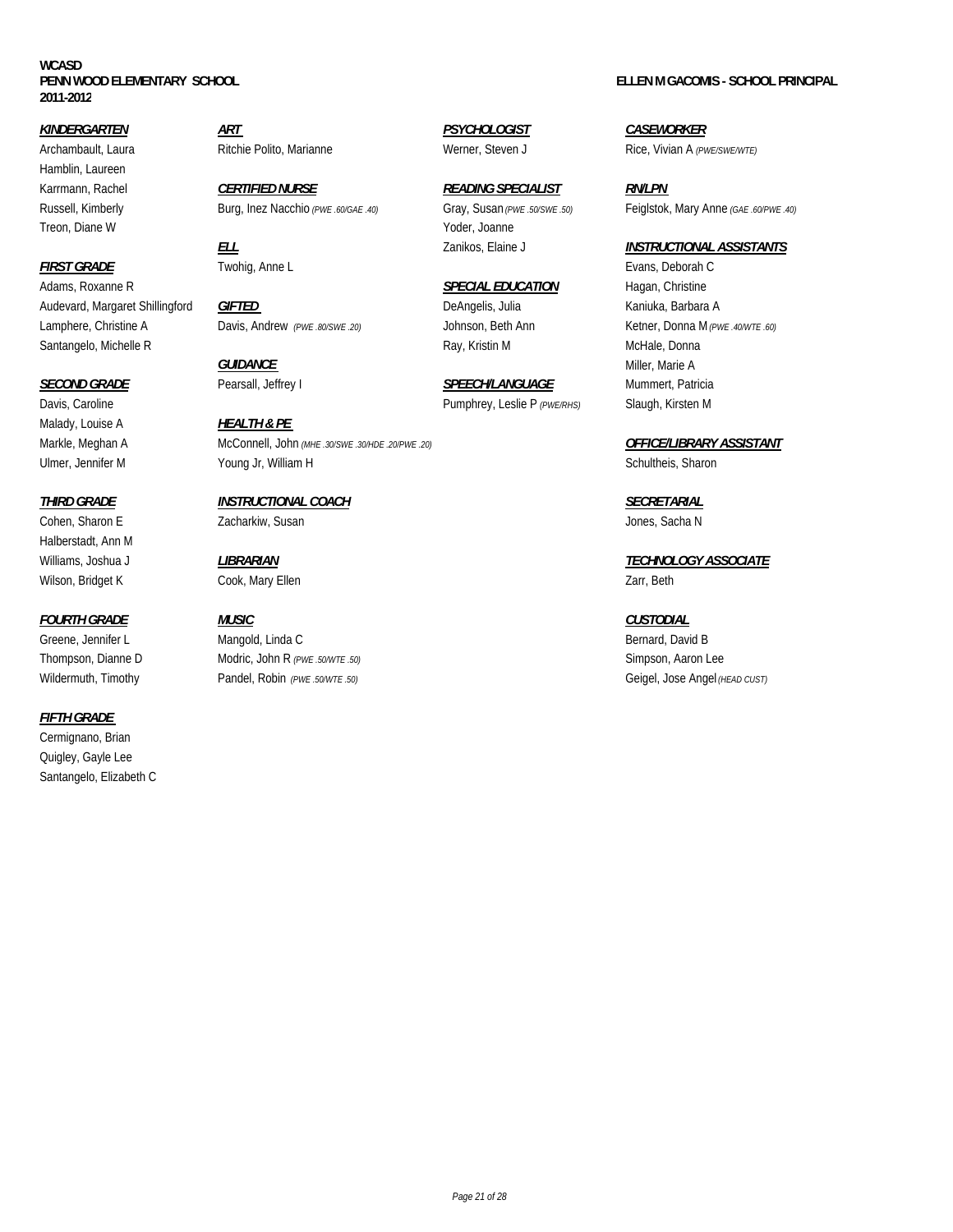**WCASD**
**PENN WOOD ELEMENTARY SCHOOL** **ELLEN M GACOMIS - SCHOOL PRINCIPAL**
**2011-2012**

***KINDERGARTEN***
Archambault, Laura
Hamblin, Laureen
Karrmann, Rachel
Russell, Kimberly
Treon, Diane W

***FIRST GRADE***
Adams, Roxanne R
Audevard, Margaret Shillingford
Lamphere, Christine A
Santangelo, Michelle R

***SECOND GRADE***
Davis, Caroline
Malady, Louise A
Markle, Meghan A
Ulmer, Jennifer M

***THIRD GRADE***
Cohen, Sharon E
Halberstadt, Ann M
Williams, Joshua J
Wilson, Bridget K

***FOURTH GRADE***
Greene, Jennifer L
Thompson, Dianne D
Wildermuth, Timothy

***FIFTH GRADE***
Cermignano, Brian
Quigley, Gayle Lee
Santangelo, Elizabeth C

***ART***
Ritchie Polito, Marianne

***CERTIFIED NURSE***
Burg, Inez Nacchio *(PWE .60/GAE .40)*

***ELL***
Twohig, Anne L

***GIFTED***
Davis, Andrew *(PWE .80/SWE .20)*

***GUIDANCE***
Pearsall, Jeffrey I

***HEALTH & PE***
McConnell, John *(MHE .30/SWE .30/HDE .20/PWE .20)*
Young Jr, William H

***INSTRUCTIONAL COACH***
Zacharkiw, Susan

***LIBRARIAN***
Cook, Mary Ellen

***MUSIC***
Mangold, Linda C
Modric, John R *(PWE .50/WTE .50)*
Pandel, Robin *(PWE .50/WTE .50)*

***PSYCHOLOGIST***
Werner, Steven J

***READING SPECIALIST***
Gray, Susan *(PWE .50/SWE .50)*
Yoder, Joanne
Zanikos, Elaine J

***SPECIAL EDUCATION***
DeAngelis, Julia
Johnson, Beth Ann
Ray, Kristin M

***SPEECH/LANGUAGE***
Pumphrey, Leslie P *(PWE/RHS)*

***CASEWORKER***
Rice, Vivian A *(PWE/SWE/WTE)*

***RN/LPN***
Feiglstok, Mary Anne *(GAE .60/PWE .40)*

***INSTRUCTIONAL ASSISTANTS***
Evans, Deborah C
Hagan, Christine
Kaniuka, Barbara A
Ketner, Donna M *(PWE .40/WTE .60)*
McHale, Donna
Miller, Marie A
Mummert, Patricia
Slaugh, Kirsten M

***OFFICE/LIBRARY ASSISTANT***
Schultheis, Sharon

***SECRETARIAL***
Jones, Sacha N

***TECHNOLOGY ASSOCIATE***
Zarr, Beth

***CUSTODIAL***
Bernard, David B
Simpson, Aaron Lee
Geigel, Jose Angel *(HEAD CUST)*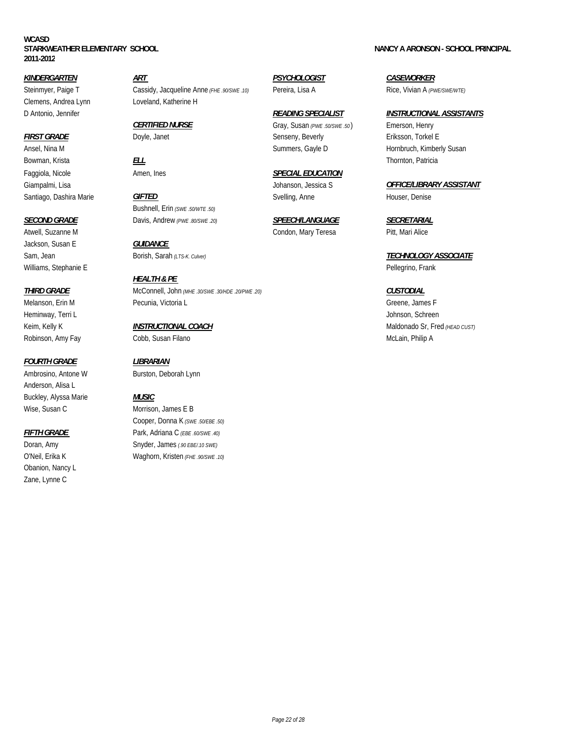**WCASD**
**STARKWEATHER ELEMENTARY SCHOOL** — **NANCY A ARONSON - SCHOOL PRINCIPAL**
**2011-2012**

***KINDERGARTEN***
Steinmyer, Paige T
Clemens, Andrea Lynn
D Antonio, Jennifer

***FIRST GRADE***
Ansel, Nina M
Bowman, Krista
Faggiola, Nicole
Giampalmi, Lisa
Santiago, Dashira Marie

***SECOND GRADE***
Atwell, Suzanne M
Jackson, Susan E
Sam, Jean
Williams, Stephanie E

***THIRD GRADE***
Melanson, Erin M
Heminway, Terri L
Keim, Kelly K
Robinson, Amy Fay

***FOURTH GRADE***
Ambrosino, Antone W
Anderson, Alisa L
Buckley, Alyssa Marie
Wise, Susan C

***FIFTH GRADE***
Doran, Amy
O'Neil, Erika K
Obanion, Nancy L
Zane, Lynne C

***ART***
Cassidy, Jacqueline Anne *(FHE .90/SWE .10)*
Loveland, Katherine H

***CERTIFIED NURSE***
Doyle, Janet

***ELL***
Amen, Ines

***GIFTED***
Bushnell, Erin *(SWE .50/WTE .50)*
Davis, Andrew *(PWE .80/SWE .20)*

***GUIDANCE***
Borish, Sarah *(LTS-K. Culver)*

***HEALTH & PE***
McConnell, John *(MHE .30/SWE .30/HDE .20/PWE .20)*
Pecunia, Victoria L

***INSTRUCTIONAL COACH***
Cobb, Susan Filano

***LIBRARIAN***
Burston, Deborah Lynn

***MUSIC***
Morrison, James E B
Cooper, Donna K *(SWE .50/EBE .50)*
Park, Adriana C *(EBE .60/SWE .40)*
Snyder, James *(.90 EBE/.10 SWE)*
Waghorn, Kristen *(FHE .90/SWE .10)*

***PSYCHOLOGIST***
Pereira, Lisa A

***READING SPECIALIST***
Gray, Susan *(PWE .50/SWE .50)*
Senseny, Beverly
Summers, Gayle D

***SPECIAL EDUCATION***
Johanson, Jessica S
Svelling, Anne

***SPEECH/LANGUAGE***
Condon, Mary Teresa

***CASEWORKER***
Rice, Vivian A *(PWE/SWE/WTE)*

***INSTRUCTIONAL ASSISTANTS***
Emerson, Henry
Eriksson, Torkel E
Hornbruch, Kimberly Susan
Thornton, Patricia

***OFFICE/LIBRARY ASSISTANT***
Houser, Denise

***SECRETARIAL***
Pitt, Mari Alice

***TECHNOLOGY ASSOCIATE***
Pellegrino, Frank

***CUSTODIAL***
Greene, James F
Johnson, Schreen
Maldonado Sr, Fred *(HEAD CUST)*
McLain, Philip A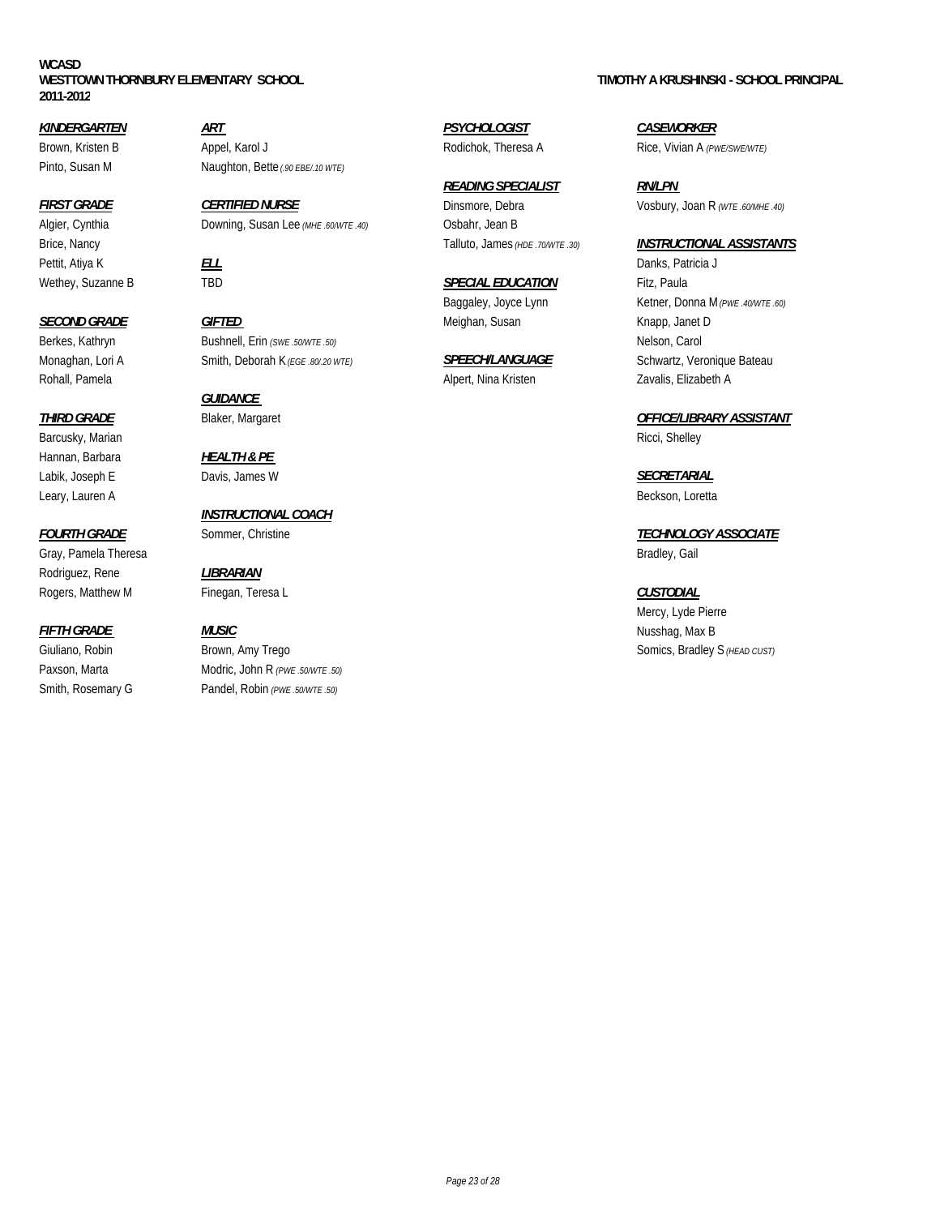**WCASD**
**WESTTOWN THORNBURY ELEMENTARY SCHOOL**
**2011-2012**

**TIMOTHY A KRUSHINSKI - SCHOOL PRINCIPAL**

***KINDERGARTEN***

Brown, Kristen B
Pinto, Susan M

***FIRST GRADE***

Algier, Cynthia
Brice, Nancy
Pettit, Atiya K
Wethey, Suzanne B

***SECOND GRADE***

Berkes, Kathryn
Monaghan, Lori A
Rohall, Pamela

***THIRD GRADE***

Barcusky, Marian
Hannan, Barbara
Labik, Joseph E
Leary, Lauren A

***FOURTH GRADE***

Gray, Pamela Theresa
Rodriguez, Rene
Rogers, Matthew M

***FIFTH GRADE***

Giuliano, Robin
Paxson, Marta
Smith, Rosemary G

***ART***

Appel, Karol J
Naughton, Bette *(.90 EBE/.10 WTE)*

***CERTIFIED NURSE***

Downing, Susan Lee *(MHE .60/WTE .40)*

***ELL***

TBD

***GIFTED***

Bushnell, Erin *(SWE .50/WTE .50)*
Smith, Deborah K *(EGE .80/.20 WTE)*

***GUIDANCE***

Blaker, Margaret

***HEALTH & PE***

Davis, James W

***INSTRUCTIONAL COACH***

Sommer, Christine

***LIBRARIAN***

Finegan, Teresa L

***MUSIC***

Brown, Amy Trego
Modric, John R *(PWE .50/WTE .50)*
Pandel, Robin *(PWE .50/WTE .50)*

***PSYCHOLOGIST***

Rodichok, Theresa A

***READING SPECIALIST***

Dinsmore, Debra
Osbahr, Jean B
Talluto, James *(HDE .70/WTE .30)*

***SPECIAL EDUCATION***

Baggaley, Joyce Lynn
Meighan, Susan

***SPEECH/LANGUAGE***

Alpert, Nina Kristen

***CASEWORKER***

Rice, Vivian A *(PWE/SWE/WTE)*

***RN/LPN***

Vosbury, Joan R *(WTE .60/MHE .40)*

***INSTRUCTIONAL ASSISTANTS***

Danks, Patricia J
Fitz, Paula
Ketner, Donna M *(PWE .40/WTE .60)*
Knapp, Janet D
Nelson, Carol
Schwartz, Veronique Bateau
Zavalis, Elizabeth A

***OFFICE/LIBRARY ASSISTANT***

Ricci, Shelley

***SECRETARIAL***

Beckson, Loretta

***TECHNOLOGY ASSOCIATE***

Bradley, Gail

***CUSTODIAL***

Mercy, Lyde Pierre
Nusshag, Max B
Somics, Bradley S *(HEAD CUST)*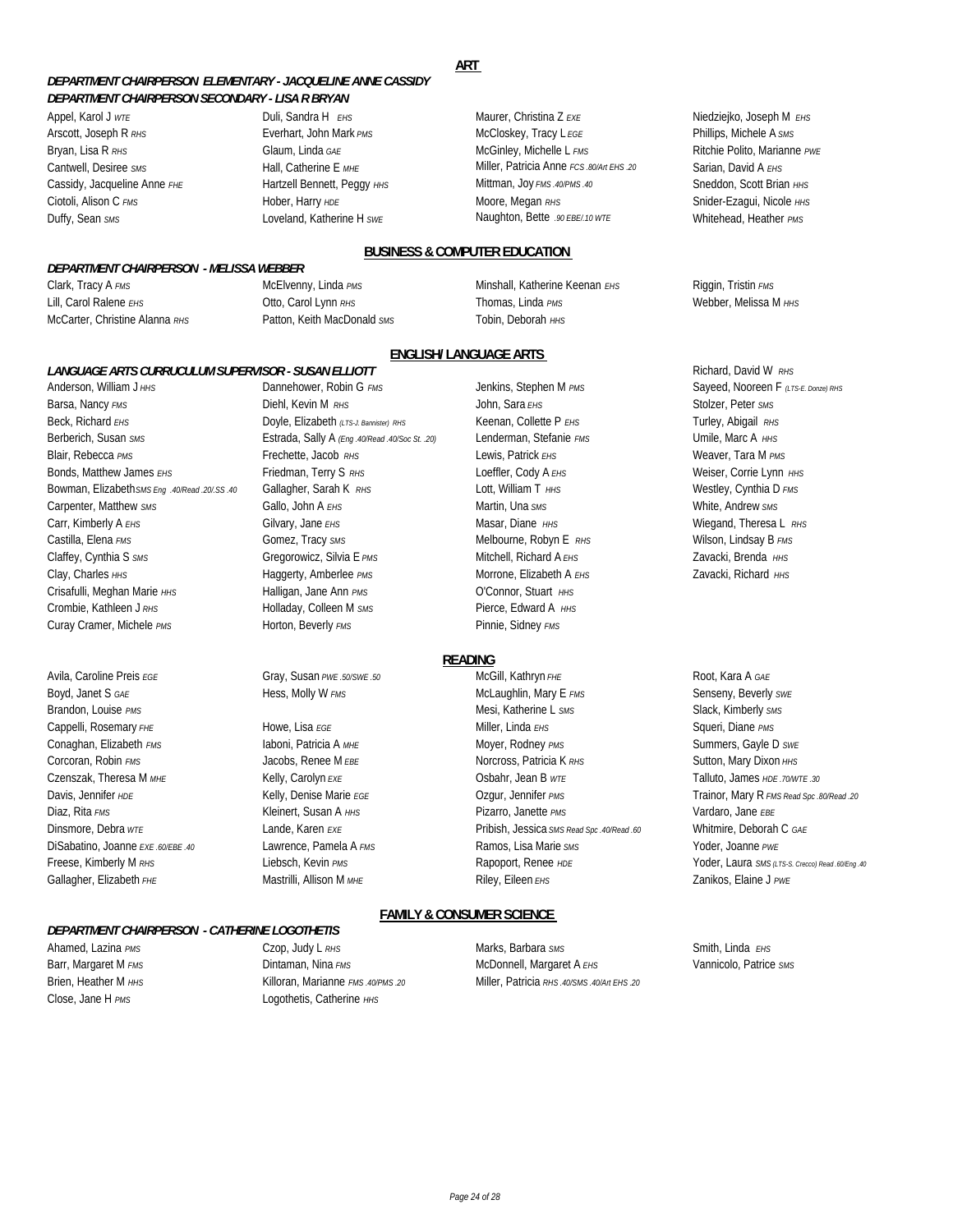## ART

***DEPARTMENT CHAIRPERSON ELEMENTARY - JACQUELINE ANNE CASSIDY***
***DEPARTMENT CHAIRPERSON SECONDARY - LISA R BRYAN***

Appel, Karol J *WTE*
Arscott, Joseph R *RHS*
Bryan, Lisa R *RHS*
Cantwell, Desiree *SMS*
Cassidy, Jacqueline Anne *FHE*
Ciotoli, Alison C *FMS*
Duffy, Sean *SMS*
Duli, Sandra H *EHS*
Everhart, John Mark *PMS*
Glaum, Linda *GAE*
Hall, Catherine E *MHE*
Hartzell Bennett, Peggy *HHS*
Hober, Harry *HDE*
Loveland, Katherine H *SWE*
Maurer, Christina Z *EXE*
McCloskey, Tracy L *EGE*
McGinley, Michelle L *FMS*
Miller, Patricia Anne *FCS .80/Art EHS .20*
Mittman, Joy *FMS .40/PMS .40*
Moore, Megan *RHS*
Naughton, Bette *.90 EBE/.10 WTE*
Niedziejko, Joseph M *EHS*
Phillips, Michele A *SMS*
Ritchie Polito, Marianne *PWE*
Sarian, David A *EHS*
Sneddon, Scott Brian *HHS*
Snider-Ezagui, Nicole *HHS*
Whitehead, Heather *PMS*

## BUSINESS & COMPUTER EDUCATION

***DEPARTMENT CHAIRPERSON - MELISSA WEBBER***

Clark, Tracy A *FMS*
Lill, Carol Ralene *EHS*
McCarter, Christine Alanna *RHS*
McElvenny, Linda *PMS*
Otto, Carol Lynn *RHS*
Patton, Keith MacDonald *SMS*
Minshall, Katherine Keenan *EHS*
Thomas, Linda *PMS*
Tobin, Deborah *HHS*
Riggin, Tristin *FMS*
Webber, Melissa M *HHS*

## ENGLISH/ LANGUAGE ARTS

***LANGUAGE ARTS CURRUCULUM SUPERVISOR - SUSAN ELLIOTT***

Anderson, William J *HHS*
Barsa, Nancy *FMS*
Beck, Richard *EHS*
Berberich, Susan *SMS*
Blair, Rebecca *PMS*
Bonds, Matthew James *EHS*
Bowman, Elizabeth *SMS Eng .40/Read .20/.SS .40*
Carpenter, Matthew *SMS*
Carr, Kimberly A *EHS*
Castilla, Elena *FMS*
Claffey, Cynthia S *SMS*
Clay, Charles *HHS*
Crisafulli, Meghan Marie *HHS*
Crombie, Kathleen J *RHS*
Curay Cramer, Michele *PMS*
Dannehower, Robin G *FMS*
Diehl, Kevin M *RHS*
Doyle, Elizabeth *(LTS-J. Bannister) RHS*
Estrada, Sally A *(Eng .40/Read .40/Soc St. .20)*
Frechette, Jacob *RHS*
Friedman, Terry S *RHS*
Gallagher, Sarah K *RHS*
Gallo, John A *EHS*
Gilvary, Jane *EHS*
Gomez, Tracy *SMS*
Gregorowicz, Silvia E *PMS*
Haggerty, Amberlee *PMS*
Halligan, Jane Ann *PMS*
Holladay, Colleen M *SMS*
Horton, Beverly *FMS*
Jenkins, Stephen M *PMS*
John, Sara *EHS*
Keenan, Collette P *EHS*
Lenderman, Stefanie *FMS*
Lewis, Patrick *EHS*
Loeffler, Cody A *EHS*
Lott, William T *HHS*
Martin, Una *SMS*
Masar, Diane *HHS*
Melbourne, Robyn E *RHS*
Mitchell, Richard A *EHS*
Morrone, Elizabeth A *EHS*
O'Connor, Stuart *HHS*
Pierce, Edward A *HHS*
Pinnie, Sidney *FMS*
Richard, David W *RHS*
Sayeed, Nooreen F *(LTS-E. Donze) RHS*
Stolzer, Peter *SMS*
Turley, Abigail *RHS*
Umile, Marc A *HHS*
Weaver, Tara M *PMS*
Weiser, Corrie Lynn *HHS*
Westley, Cynthia D *FMS*
White, Andrew *SMS*
Wiegand, Theresa L *RHS*
Wilson, Lindsay B *FMS*
Zavacki, Brenda *HHS*
Zavacki, Richard *HHS*

## READING

Avila, Caroline Preis *EGE*
Boyd, Janet S *GAE*
Brandon, Louise *PMS*
Cappelli, Rosemary *FHE*
Conaghan, Elizabeth *FMS*
Corcoran, Robin *FMS*
Czenszak, Theresa M *MHE*
Davis, Jennifer *HDE*
Diaz, Rita *FMS*
Dinsmore, Debra *WTE*
DiSabatino, Joanne *EXE .60/EBE .40*
Freese, Kimberly M *RHS*
Gallagher, Elizabeth *FHE*
Gray, Susan *PWE .50/SWE .50*
Hess, Molly W *FMS*
Howe, Lisa *EGE*
Iaboni, Patricia A *MHE*
Jacobs, Renee M *EBE*
Kelly, Carolyn *EXE*
Kelly, Denise Marie *EGE*
Kleinert, Susan A *HHS*
Lande, Karen *EXE*
Lawrence, Pamela A *FMS*
Liebsch, Kevin *PMS*
Mastrilli, Allison M *MHE*
McGill, Kathryn *FHE*
McLaughlin, Mary E *FMS*
Mesi, Katherine L *SMS*
Miller, Linda *EHS*
Moyer, Rodney *PMS*
Norcross, Patricia K *RHS*
Osbahr, Jean B *WTE*
Ozgur, Jennifer *PMS*
Pizarro, Janette *PMS*
Pribish, Jessica *SMS Read Spc .40/Read .60*
Ramos, Lisa Marie *SMS*
Rapoport, Renee *HDE*
Riley, Eileen *EHS*
Root, Kara A *GAE*
Senseny, Beverly *SWE*
Slack, Kimberly *SMS*
Squeri, Diane *PMS*
Summers, Gayle D *SWE*
Sutton, Mary Dixon *HHS*
Talluto, James *HDE .70/WTE .30*
Trainor, Mary R *FMS Read Spc .80/Read .20*
Vardaro, Jane *EBE*
Whitmire, Deborah C *GAE*
Yoder, Joanne *PWE*
Yoder, Laura *SMS (LTS-S. Crecco) Read .60/Eng .40*
Zanikos, Elaine J *PWE*

## FAMILY & CONSUMER SCIENCE

***DEPARTMENT CHAIRPERSON - CATHERINE LOGOTHETIS***

Ahamed, Lazina *PMS*
Barr, Margaret M *FMS*
Brien, Heather M *HHS*
Close, Jane H *PMS*
Czop, Judy L *RHS*
Dintaman, Nina *FMS*
Killoran, Marianne *FMS .40/PMS .20*
Logothetis, Catherine *HHS*
Marks, Barbara *SMS*
McDonnell, Margaret A *EHS*
Miller, Patricia *RHS .40/SMS .40/Art EHS .20*
Smith, Linda *EHS*
Vannicolo, Patrice *SMS*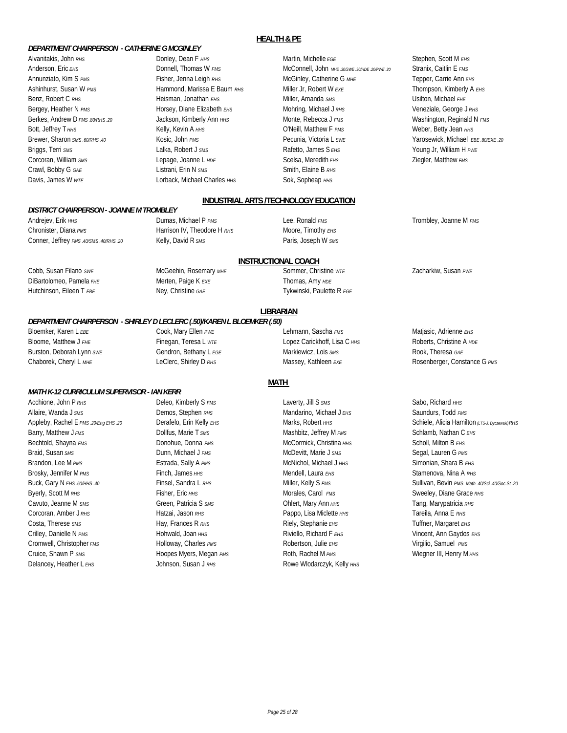## HEALTH & PE

***DEPARTMENT CHAIRPERSON - CATHERINE G MCGINLEY***

Alvanitakis, John *RHS*
Anderson, Eric *EHS*
Annunziato, Kim S *PMS*
Ashinhurst, Susan W *PMS*
Benz, Robert C *RHS*
Bergey, Heather N *PMS*
Berkes, Andrew D *FMS .80/RHS .20*
Bott, Jeffrey T *HHS*
Brewer, Sharon *SMS .60/RHS .40*
Briggs, Terri *SMS*
Corcoran, William *SMS*
Crawl, Bobby G *GAE*
Davis, James W *WTE*
Donley, Dean F *HHS*
Donnell, Thomas W *FMS*
Fisher, Jenna Leigh *RHS*
Hammond, Marissa E Baum *RHS*
Heisman, Jonathan *EHS*
Horsey, Diane Elizabeth *EHS*
Jackson, Kimberly Ann *HHS*
Kelly, Kevin A *HHS*
Kosic, John *PMS*
Lalka, Robert J *SMS*
Lepage, Joanne L *HDE*
Listrani, Erin N *SMS*
Lorback, Michael Charles *HHS*
Martin, Michelle *EGE*
McConnell, John *MHE .30/SWE .30/HDE .20/PWE .20*
McGinley, Catherine G *MHE*
Miller Jr, Robert W *EXE*
Miller, Amanda *SMS*
Mohring, Michael J *RHS*
Monte, Rebecca J *FMS*
O'Neill, Matthew F *PMS*
Pecunia, Victoria L *SWE*
Rafetto, James S *EHS*
Scelsa, Meredith *EHS*
Smith, Elaine B *RHS*
Sok, Sopheap *HHS*
Stephen, Scott M *EHS*
Stranix, Caitlin E *FMS*
Tepper, Carrie Ann *EHS*
Thompson, Kimberly A *EHS*
Usilton, Michael *FHE*
Veneziale, George J *RHS*
Washington, Reginald N *FMS*
Weber, Betty Jean *HHS*
Yarosewick, Michael *EBE .80/EXE .20*
Young Jr, William H *PWE*
Ziegler, Matthew *FMS*

## INDUSTRIAL ARTS /TECHNOLOGY EDUCATION

***DISTRICT CHAIRPERSON - JOANNE M TROMBLEY***

Andrejev, Erik *HHS*
Chronister, Diana *PMS*
Conner, Jeffrey *FMS .40/SMS .40/RHS .20*
Dumas, Michael P *PMS*
Harrison IV, Theodore H *RHS*
Kelly, David R *SMS*
Lee, Ronald *FMS*
Moore, Timothy *EHS*
Paris, Joseph W *SMS*
Trombley, Joanne M *FMS*

## INSTRUCTIONAL COACH

Cobb, Susan Filano *SWE*
DiBartolomeo, Pamela *FHE*
Hutchinson, Eileen T *EBE*
McGeehin, Rosemary *MHE*
Merten, Paige K *EXE*
Ney, Christine *GAE*
Sommer, Christine *WTE*
Thomas, Amy *HDE*
Tykwinski, Paulette R *EGE*
Zacharkiw, Susan *PWE*

## LIBRARIAN

***DEPARTMENT CHAIRPERSON - SHIRLEY D LECLERC (.50)/KAREN L BLOEMKER (.50)***

Bloemker, Karen L *EBE*
Bloome, Matthew J *FHE*
Burston, Deborah Lynn *SWE*
Chaborek, Cheryl L *MHE*
Cook, Mary Ellen *PWE*
Finegan, Teresa L *WTE*
Gendron, Bethany L *EGE*
LeClerc, Shirley D *RHS*
Lehmann, Sascha *FMS*
Lopez Carickhoff, Lisa C *HHS*
Markiewicz, Lois *SMS*
Massey, Kathleen *EXE*
Matjasic, Adrienne *EHS*
Roberts, Christine A *HDE*
Rook, Theresa *GAE*
Rosenberger, Constance G *PMS*

## MATH

***MATH K-12 CURRICULUM SUPERVISOR - IAN KERR***

Acchione, John P *RHS*
Allaire, Wanda J *SMS*
Appleby, Rachel E *PMS .20/Eng EHS .20*
Barry, Matthew J *FMS*
Bechtold, Shayna *FMS*
Braid, Susan *SMS*
Brandon, Lee M *PMS*
Brosky, Jennifer M *PMS*
Buck, Gary N *EHS .60/HHS .40*
Byerly, Scott M *RHS*
Cavuto, Jeanne M *SMS*
Corcoran, Amber J *RHS*
Costa, Therese *SMS*
Crilley, Danielle N *PMS*
Cromwell, Christopher *FMS*
Cruice, Shawn P *SMS*
Delancey, Heather L *EHS*
Deleo, Kimberly S *FMS*
Demos, Stephen *RHS*
Derafelo, Erin Kelly *EHS*
Dollfus, Marie T *SMS*
Donohue, Donna *FMS*
Dunn, Michael J *FMS*
Estrada, Sally A *PMS*
Finch, James *HHS*
Finsel, Sandra L *RHS*
Fisher, Eric *HHS*
Green, Patricia S *SMS*
Hatzai, Jason *RHS*
Hay, Frances R *RHS*
Hohwald, Joan *HHS*
Holloway, Charles *PMS*
Hoopes Myers, Megan *PMS*
Johnson, Susan J *RHS*
Laverty, Jill S *SMS*
Mandarino, Michael J *EHS*
Marks, Robert *HHS*
Mashbitz, Jeffrey M *FMS*
McCormick, Christina *HHS*
McDevitt, Marie J *SMS*
McNichol, Michael J *HHS*
Mendell, Laura *EHS*
Miller, Kelly S *FMS*
Morales, Carol *FMS*
Ohlert, Mary Ann *HHS*
Pappo, Lisa Miclette *HHS*
Riely, Stephanie *EHS*
Riviello, Richard F *EHS*
Robertson, Julie *EHS*
Roth, Rachel M *PMS*
Rowe Wlodarczyk, Kelly *HHS*
Sabo, Richard *HHS*
Saundurs, Todd *FMS*
Schiele, Alicia Hamilton *(LTS-J. Dyczewski) RHS*
Schlamb, Nathan C *EHS*
Scholl, Milton B *EHS*
Segal, Lauren G *PMS*
Simonian, Shara B *EHS*
Stamenova, Nina A *RHS*
Sullivan, Bevin *PMS Math .40/Sci .40/Soc St .20*
Sweeley, Diane Grace *RHS*
Tang, Marypatricia *RHS*
Tareila, Anna E *RHS*
Tuffner, Margaret *EHS*
Vincent, Ann Gaydos *EHS*
Virgilio, Samuel *PMS*
Wiegner III, Henry M *HHS*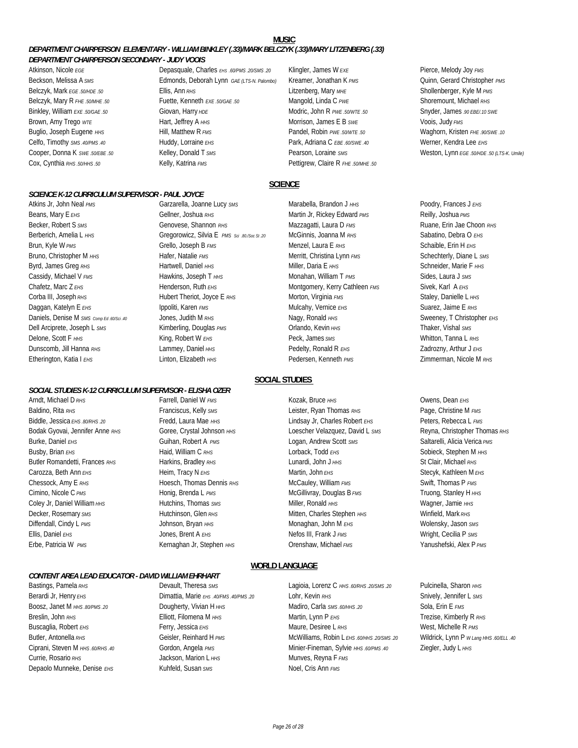## MUSIC

***DEPARTMENT CHAIRPERSON ELEMENTARY - WILLIAM BINKLEY (.33)/MARK BELCZYK (.33)/MARY LITZENBERG (.33)***

***DEPARTMENT CHAIRPERSON SECONDARY - JUDY VOOIS***

Atkinson, Nicole *EGE*
Beckson, Melissa A *SMS*
Belczyk, Mark *EGE .50/HDE .50*
Belczyk, Mary R *FHE .50/MHE .50*
Binkley, William *EXE .50/GAE .50*
Brown, Amy Trego *WTE*
Buglio, Joseph Eugene *HHS*
Celfo, Timothy *SMS .40/PMS .40*
Cooper, Donna K *SWE .50/EBE .50*
Cox, Cynthia *RHS .50/HHS .50*
Depasquale, Charles *EHS .60/PMS .20/SMS .20*
Edmonds, Deborah Lynn *GAE (LTS-N. Palombo)*
Ellis, Ann *RHS*
Fuette, Kenneth *EXE .50/GAE .50*
Giovan, Harry *HDE*
Hart, Jeffrey A *HHS*
Hill, Matthew R *FMS*
Huddy, Lorraine *EHS*
Kelley, Donald T *SMS*
Kelly, Katrina *FMS*
Klingler, James W *EXE*
Kreamer, Jonathan K *PMS*
Litzenberg, Mary *MHE*
Mangold, Linda C *PWE*
Modric, John R *PWE .50/WTE .50*
Morrison, James E B *SWE*
Pandel, Robin *PWE .50/WTE .50*
Park, Adriana C *EBE .60/SWE .40*
Pearson, Loraine *SMS*
Pettigrew, Claire R *FHE .50/MHE .50*
Pierce, Melody Joy *FMS*
Quinn, Gerard Christopher *PMS*
Shollenberger, Kyle M *PMS*
Shoremount, Michael *RHS*
Snyder, James *.90 EBE/.10 SWE*
Voois, Judy *FMS*
Waghorn, Kristen *FHE .90/SWE .10*
Werner, Kendra Lee *EHS*
Weston, Lynn *EGE .50/HDE .50 (LTS-K. Umile)*

## SCIENCE

***SCIENCE K-12 CURRICULUM SUPERVISOR - PAUL JOYCE***

Atkins Jr, John Neal *PMS*
Beans, Mary E *RHS*
Becker, Robert S *SMS*
Berberich, Amelia L *HHS*
Brun, Kyle W *PMS*
Bruno, Christopher M *HHS*
Byrd, James Greg *RHS*
Cassidy, Michael V *FMS*
Chafetz, Marc Z *EHS*
Corba III, Joseph *RHS*
Daggan, Katelyn E *EHS*
Daniels, Denise M *SMS Comp Ed .60/Sci .40*
Dell Arciprete, Joseph L *SMS*
Delone, Scott F *HHS*
Dunscomb, Jill Hanna *RHS*
Etherington, Katia I *EHS*
Garzarella, Joanne Lucy *SMS*
Gellner, Joshua *RHS*
Genovese, Shannon *RHS*
Gregorowicz, Silvia E *PMS Sci .80./Soc St .20*
Grello, Joseph B *FMS*
Hafer, Natalie *FMS*
Hartwell, Daniel *HHS*
Hawkins, Joseph T *HHS*
Henderson, Ruth *EHS*
Hubert Theriot, Joyce E *RHS*
Ippoliti, Karen *FMS*
Jones, Judith M *RHS*
Kimberling, Douglas *PMS*
King, Robert W *EHS*
Lammey, Daniel *HHS*
Linton, Elizabeth *HHS*
Marabella, Brandon J *HHS*
Martin Jr, Rickey Edward *PMS*
Mazzagatti, Laura D *FMS*
McGinnis, Joanna M *RHS*
Menzel, Laura E *RHS*
Merritt, Christina Lynn *FMS*
Miller, Daria E *HHS*
Monahan, William T *PMS*
Montgomery, Kerry Cathleen *FMS*
Morton, Virginia *FMS*
Mulcahy, Vernice *EHS*
Nagy, Ronald *HHS*
Orlando, Kevin *HHS*
Peck, James *SMS*
Pedelty, Ronald R *EHS*
Pedersen, Kenneth *PMS*
Poodry, Frances J *EHS*
Reilly, Joshua *PMS*
Ruane, Erin Jae Choon *RHS*
Sabatino, Debra O *EHS*
Schaible, Erin H *EHS*
Schechterly, Diane L *SMS*
Schneider, Marie F *HHS*
Sides, Laura J *SMS*
Sivek, Karl A *EHS*
Staley, Danielle L *HHS*
Suarez, Jaime E *RHS*
Sweeney, T Christopher *EHS*
Thaker, Vishal *SMS*
Whitton, Tanna L *RHS*
Zadrozny, Arthur J *EHS*
Zimmerman, Nicole M *RHS*

## SOCIAL STUDIES

***SOCIAL STUDIES K-12 CURRICULUM SUPERVISOR - ELISHA OZER***

Arndt, Michael D *RHS*
Baldino, Rita *RHS*
Biddle, Jessica *EHS .80/RHS .20*
Bodak Gyovai, Jennifer Anne *RHS*
Burke, Daniel *EHS*
Busby, Brian *EHS*
Butler Romandetti, Frances *RHS*
Carozza, Beth Ann *EHS*
Chessock, Amy E *RHS*
Cimino, Nicole C *PMS*
Coley Jr, Daniel William *HHS*
Decker, Rosemary *SMS*
Diffendall, Cindy L *PMS*
Ellis, Daniel *EHS*
Erbe, Patricia W *PMS*
Farrell, Daniel W *FMS*
Franciscus, Kelly *SMS*
Fredd, Laura Mae *HHS*
Goree, Crystal Johnson *HHS*
Guihan, Robert A *PMS*
Haid, William C *RHS*
Harkins, Bradley *RHS*
Heim, Tracy N *EHS*
Hoesch, Thomas Dennis *RHS*
Honig, Brenda L *PMS*
Hutchins, Thomas *SMS*
Hutchinson, Glen *RHS*
Johnson, Bryan *HHS*
Jones, Brent A *EHS*
Kernaghan Jr, Stephen *HHS*
Kozak, Bruce *HHS*
Leister, Ryan Thomas *RHS*
Lindsay Jr, Charles Robert *EHS*
Loescher Velazquez, David L *SMS*
Logan, Andrew Scott *SMS*
Lorback, Todd *EHS*
Lunardi, John J *HHS*
Martin, John *EHS*
McCauley, William *FMS*
McGillivray, Douglas B *FMS*
Miller, Ronald *HHS*
Mitten, Charles Stephen *HHS*
Monaghan, John M *EHS*
Nefos III, Frank J *FMS*
Orenshaw, Michael *FMS*
Owens, Dean *EHS*
Page, Christine M *FMS*
Peters, Rebecca L *FMS*
Reyna, Christopher Thomas *RHS*
Saltarelli, Alicia Verica *PMS*
Sobieck, Stephen M *HHS*
St Clair, Michael *RHS*
Stecyk, Kathleen M *EHS*
Swift, Thomas P *FMS*
Truong, Stanley H *HHS*
Wagner, Jamie *HHS*
Winfield, Mark *RHS*
Wolensky, Jason *SMS*
Wright, Cecilia P *SMS*
Yanushefski, Alex P *PMS*

## WORLD LANGUAGE

***CONTENT AREA LEAD EDUCATOR - DAVID WILLIAM EHRHART***

Bastings, Pamela *RHS*
Berardi Jr, Henry *EHS*
Boosz, Janet M *HHS .80/PMS .20*
Breslin, John *RHS*
Buscaglia, Robert *EHS*
Butler, Antonella *RHS*
Ciprani, Steven M *HHS .60/RHS .40*
Currie, Rosario *RHS*
Depaolo Munneke, Denise *EHS*
Devault, Theresa *SMS*
Dimattia, Marie *EHS .40/FMS .40/PMS .20*
Dougherty, Vivian H *HHS*
Elliott, Filomena M *HHS*
Ferry, Jessica *EHS*
Geisler, Reinhard H *PMS*
Gordon, Angela *PMS*
Jackson, Marion L *HHS*
Kuhfeld, Susan *SMS*
Lagioia, Lorenz C *HHS .60/RHS .20/SMS .20*
Lohr, Kevin *RHS*
Madiro, Carla *SMS .60/HHS .20*
Martin, Lynn P *EHS*
Maure, Desiree L *RHS*
McWilliams, Robin L *EHS .60/HHS .20/SMS .20*
Minier-Fineman, Sylvie *HHS .60/PMS .40*
Munves, Reyna F *FMS*
Noel, Cris Ann *FMS*
Pulcinella, Sharon *HHS*
Snively, Jennifer L *SMS*
Sola, Erin E *FMS*
Trezise, Kimberly R *RHS*
West, Michelle R *PMS*
Wildrick, Lynn P *W Lang HHS .60/ELL .40*
Ziegler, Judy L *HHS*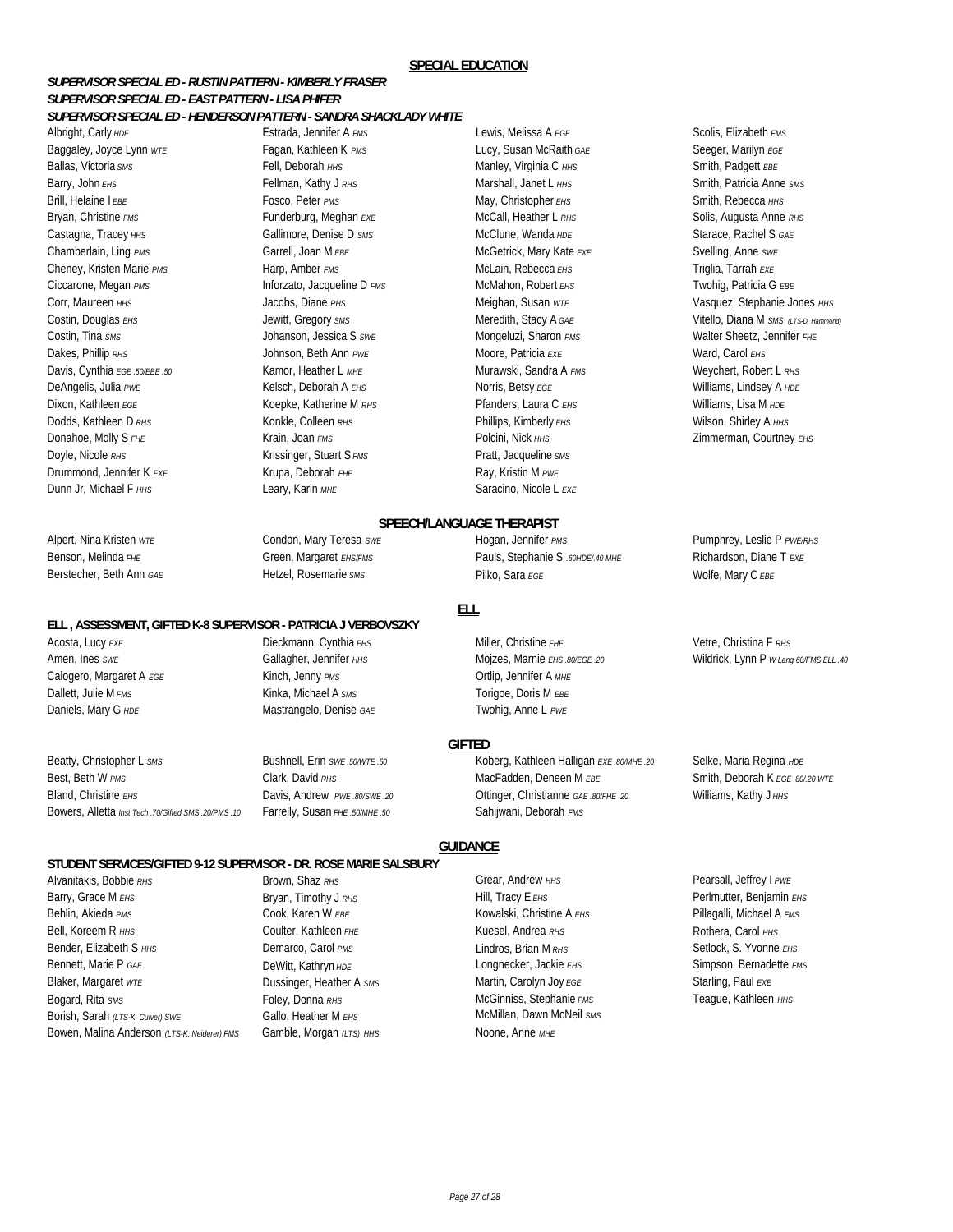## SPECIAL EDUCATION

***SUPERVISOR SPECIAL ED - RUSTIN PATTERN - KIMBERLY FRASER***
***SUPERVISOR SPECIAL ED - EAST PATTERN - LISA PHIFER***
***SUPERVISOR SPECIAL ED - HENDERSON PATTERN - SANDRA SHACKLADY WHITE***

Albright, Carly *HDE*
Baggaley, Joyce Lynn *WTE*
Ballas, Victoria *SMS*
Barry, John *EHS*
Brill, Helaine I *EBE*
Bryan, Christine *FMS*
Castagna, Tracey *HHS*
Chamberlain, Ling *PMS*
Cheney, Kristen Marie *PMS*
Ciccarone, Megan *PMS*
Corr, Maureen *HHS*
Costin, Douglas *EHS*
Costin, Tina *SMS*
Dakes, Phillip *RHS*
Davis, Cynthia *EGE .50/EBE .50*
DeAngelis, Julia *PWE*
Dixon, Kathleen *EGE*
Dodds, Kathleen D *RHS*
Donahoe, Molly S *FHE*
Doyle, Nicole *RHS*
Drummond, Jennifer K *EXE*
Dunn Jr, Michael F *HHS*
Estrada, Jennifer A *FMS*
Fagan, Kathleen K *PMS*
Fell, Deborah *HHS*
Fellman, Kathy J *RHS*
Fosco, Peter *PMS*
Funderburg, Meghan *EXE*
Gallimore, Denise D *SMS*
Garrell, Joan M *EBE*
Harp, Amber *FMS*
Inforzato, Jacqueline D *FMS*
Jacobs, Diane *RHS*
Jewitt, Gregory *SMS*
Johanson, Jessica S *SWE*
Johnson, Beth Ann *PWE*
Kamor, Heather L *MHE*
Kelsch, Deborah A *EHS*
Koepke, Katherine M *RHS*
Konkle, Colleen *RHS*
Krain, Joan *FMS*
Krissinger, Stuart S *FMS*
Krupa, Deborah *FHE*
Leary, Karin *MHE*
Lewis, Melissa A *EGE*
Lucy, Susan McRaith *GAE*
Manley, Virginia C *HHS*
Marshall, Janet L *HHS*
May, Christopher *EHS*
McCall, Heather L *RHS*
McClune, Wanda *HDE*
McGetrick, Mary Kate *EXE*
McLain, Rebecca *EHS*
McMahon, Robert *EHS*
Meighan, Susan *WTE*
Meredith, Stacy A *GAE*
Mongeluzi, Sharon *PMS*
Moore, Patricia *EXE*
Murawski, Sandra A *FMS*
Norris, Betsy *EGE*
Pfanders, Laura C *EHS*
Phillips, Kimberly *EHS*
Polcini, Nick *HHS*
Pratt, Jacqueline *SMS*
Ray, Kristin M *PWE*
Saracino, Nicole L *EXE*
Scolis, Elizabeth *FMS*
Seeger, Marilyn *EGE*
Smith, Padgett *EBE*
Smith, Patricia Anne *SMS*
Smith, Rebecca *HHS*
Solis, Augusta Anne *RHS*
Starace, Rachel S *GAE*
Svelling, Anne *SWE*
Triglia, Tarrah *EXE*
Twohig, Patricia G *EBE*
Vasquez, Stephanie Jones *HHS*
Vitello, Diana M *SMS (LTS-D. Hammond)*
Walter Sheetz, Jennifer *FHE*
Ward, Carol *EHS*
Weychert, Robert L *RHS*
Williams, Lindsey A *HDE*
Williams, Lisa M *HDE*
Wilson, Shirley A *HHS*
Zimmerman, Courtney *EHS*

## SPEECH/LANGUAGE THERAPIST

Alpert, Nina Kristen *WTE*
Benson, Melinda *FHE*
Berstecher, Beth Ann *GAE*
Condon, Mary Teresa *SWE*
Green, Margaret *EHS/FMS*
Hetzel, Rosemarie *SMS*
Hogan, Jennifer *PMS*
Pauls, Stephanie S *.60HDE/.40 MHE*
Pilko, Sara *EGE*
Pumphrey, Leslie P *PWE/RHS*
Richardson, Diane T *EXE*
Wolfe, Mary C *EBE*

## ELL

**ELL , ASSESSMENT, GIFTED K-8 SUPERVISOR - PATRICIA J VERBOVSZKY**

Acosta, Lucy *EXE*
Amen, Ines *SWE*
Calogero, Margaret A *EGE*
Dallett, Julie M *FMS*
Daniels, Mary G *HDE*
Dieckmann, Cynthia *EHS*
Gallagher, Jennifer *HHS*
Kinch, Jenny *PMS*
Kinka, Michael A *SMS*
Mastrangelo, Denise *GAE*
Miller, Christine *FHE*
Mojzes, Marnie *EHS .80/EGE .20*
Ortlip, Jennifer A *MHE*
Torigoe, Doris M *EBE*
Twohig, Anne L *PWE*
Vetre, Christina F *RHS*
Wildrick, Lynn P *W Lang 60/FMS ELL .40*

## GIFTED

Beatty, Christopher L *SMS*
Best, Beth W *PMS*
Bland, Christine *EHS*
Bowers, Alletta *Inst Tech .70/Gifted SMS .20/PMS .10*
Bushnell, Erin *SWE .50/WTE .50*
Clark, David *RHS*
Davis, Andrew *PWE .80/SWE .20*
Farrelly, Susan *FHE .50/MHE .50*
Koberg, Kathleen Halligan *EXE .80/MHE .20*
MacFadden, Deneen M *EBE*
Ottinger, Christianne *GAE .80/FHE .20*
Sahijwani, Deborah *FMS*
Selke, Maria Regina *HDE*
Smith, Deborah K *EGE .80/.20 WTE*
Williams, Kathy J *HHS*

## GUIDANCE

**STUDENT SERVICES/GIFTED 9-12 SUPERVISOR - DR. ROSE MARIE SALSBURY**

Alvanitakis, Bobbie *RHS*
Barry, Grace M *EHS*
Behlin, Akieda *PMS*
Bell, Koreem R *HHS*
Bender, Elizabeth S *HHS*
Bennett, Marie P *GAE*
Blaker, Margaret *WTE*
Bogard, Rita *SMS*
Borish, Sarah *(LTS-K. Culver) SWE*
Bowen, Malina Anderson *(LTS-K. Neiderer) FMS*
Brown, Shaz *RHS*
Bryan, Timothy J *RHS*
Cook, Karen W *EBE*
Coulter, Kathleen *FHE*
Demarco, Carol *PMS*
DeWitt, Kathryn *HDE*
Dussinger, Heather A *SMS*
Foley, Donna *RHS*
Gallo, Heather M *EHS*
Gamble, Morgan *(LTS) HHS*
Grear, Andrew *HHS*
Hill, Tracy E *EHS*
Kowalski, Christine A *EHS*
Kuesel, Andrea *RHS*
Lindros, Brian M *RHS*
Longnecker, Jackie *EHS*
Martin, Carolyn Joy *EGE*
McGinniss, Stephanie *PMS*
McMillan, Dawn McNeil *SMS*
Noone, Anne *MHE*
Pearsall, Jeffrey I *PWE*
Perlmutter, Benjamin *EHS*
Pillagalli, Michael A *FMS*
Rothera, Carol *HHS*
Setlock, S. Yvonne *EHS*
Simpson, Bernadette *FMS*
Starling, Paul *EXE*
Teague, Kathleen *HHS*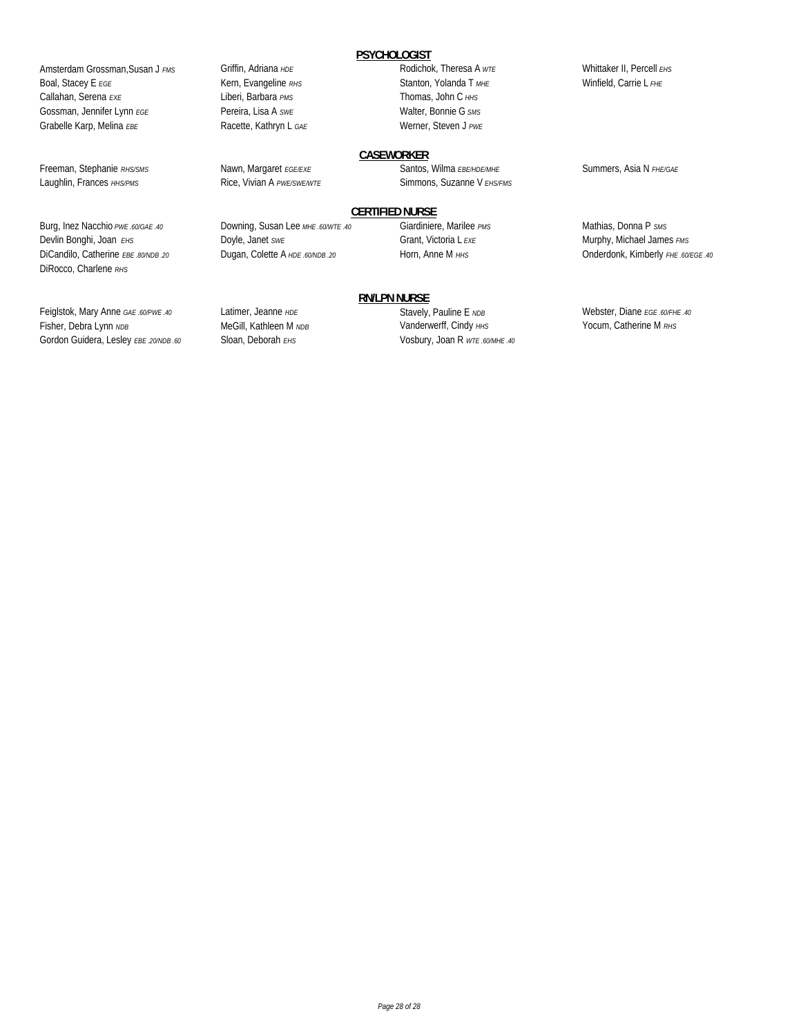## PSYCHOLOGIST

Amsterdam Grossman,Susan J *FMS*
Boal, Stacey E *EGE*
Callahan, Serena *EXE*
Gossman, Jennifer Lynn *EGE*
Grabelle Karp, Melina *EBE*
Griffin, Adriana *HDE*
Kern, Evangeline *RHS*
Liberi, Barbara *PMS*
Pereira, Lisa A *SWE*
Racette, Kathryn L *GAE*
Rodichok, Theresa A *WTE*
Stanton, Yolanda T *MHE*
Thomas, John C *HHS*
Walter, Bonnie G *SMS*
Werner, Steven J *PWE*
Whittaker II, Percell *EHS*
Winfield, Carrie L *FHE*

## CASEWORKER

Freeman, Stephanie *RHS/SMS*
Laughlin, Frances *HHS/PMS*
Nawn, Margaret *EGE/EXE*
Rice, Vivian A *PWE/SWE/WTE*
Santos, Wilma *EBE/HDE/MHE*
Simmons, Suzanne V *EHS/FMS*
Summers, Asia N *FHE/GAE*

## CERTIFIED NURSE

Burg, Inez Nacchio *PWE .60/GAE .40*
Devlin Bonghi, Joan *EHS*
DiCandilo, Catherine *EBE .80/NDB .20*
DiRocco, Charlene *RHS*
Downing, Susan Lee *MHE .60/WTE .40*
Doyle, Janet *SWE*
Dugan, Colette A *HDE .60/NDB .20*
Giardiniere, Marilee *PMS*
Grant, Victoria L *EXE*
Horn, Anne M *HHS*
Mathias, Donna P *SMS*
Murphy, Michael James *FMS*
Onderdonk, Kimberly *FHE .60/EGE .40*

## RN/LPN NURSE

Feiglstok, Mary Anne *GAE .60/PWE .40*
Fisher, Debra Lynn *NDB*
Gordon Guidera, Lesley *EBE .20/NDB .60*
Latimer, Jeanne *HDE*
MeGill, Kathleen M *NDB*
Sloan, Deborah *EHS*
Stavely, Pauline E *NDB*
Vanderwerff, Cindy *HHS*
Vosbury, Joan R *WTE .60/MHE .40*
Webster, Diane *EGE .60/FHE .40*
Yocum, Catherine M *RHS*